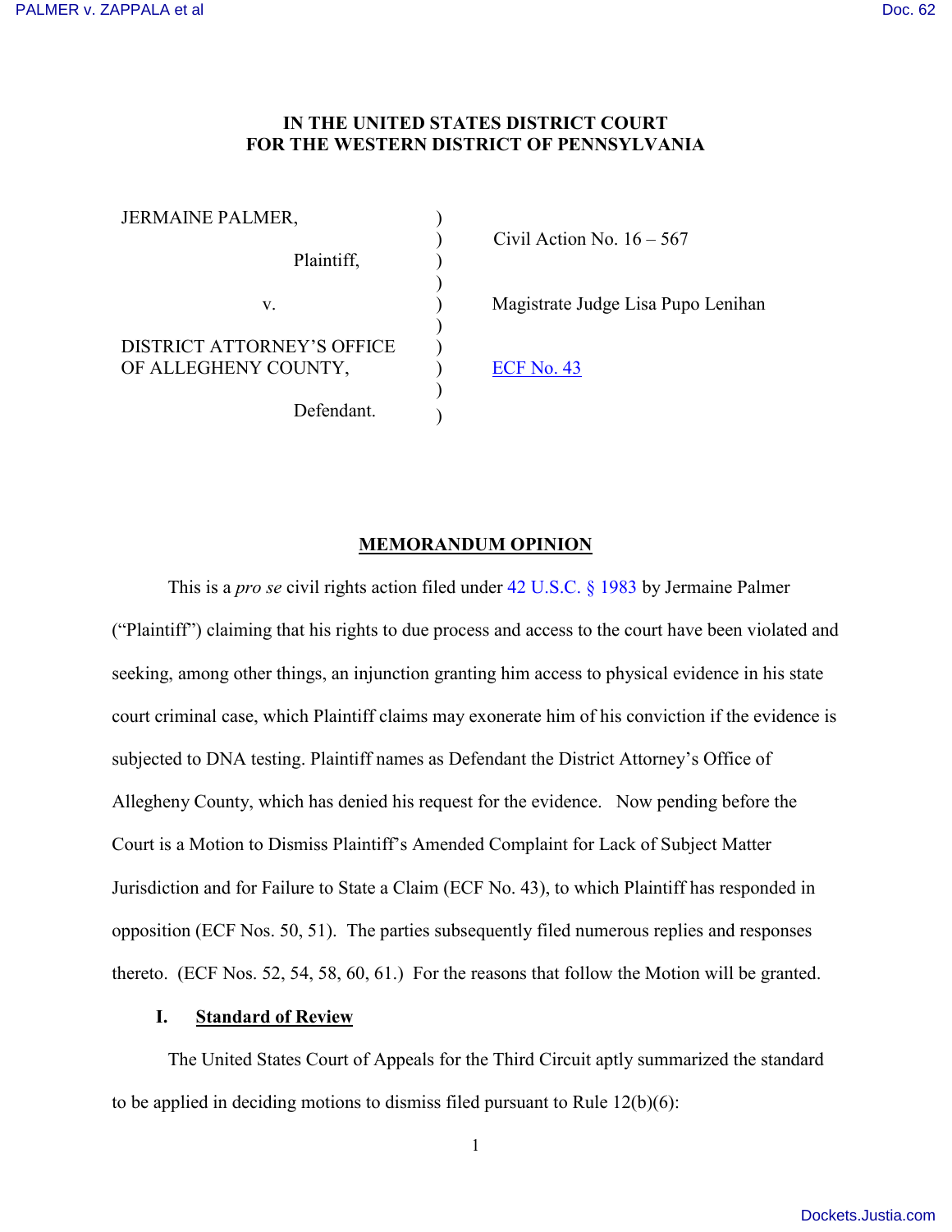**IN THE UNITED STATES DISTRICT COURT**
**FOR THE WESTERN DISTRICT OF PENNSYLVANIA**

| | | |
|---|---|---|
| JERMAINE PALMER, | ) | |
| Plaintiff, | ) | Civil Action No. 16 – 567 |
| v. | ) | Magistrate Judge Lisa Pupo Lenihan |
| DISTRICT ATTORNEY'S OFFICE OF ALLEGHENY COUNTY, | ) | ECF No. 43 |
| Defendant. | ) | |

**MEMORANDUM OPINION**

This is a *pro se* civil rights action filed under 42 U.S.C. § 1983 by Jermaine Palmer ("Plaintiff") claiming that his rights to due process and access to the court have been violated and seeking, among other things, an injunction granting him access to physical evidence in his state court criminal case, which Plaintiff claims may exonerate him of his conviction if the evidence is subjected to DNA testing. Plaintiff names as Defendant the District Attorney's Office of Allegheny County, which has denied his request for the evidence. Now pending before the Court is a Motion to Dismiss Plaintiff's Amended Complaint for Lack of Subject Matter Jurisdiction and for Failure to State a Claim (ECF No. 43), to which Plaintiff has responded in opposition (ECF Nos. 50, 51). The parties subsequently filed numerous replies and responses thereto. (ECF Nos. 52, 54, 58, 60, 61.) For the reasons that follow the Motion will be granted.

## I. Standard of Review

The United States Court of Appeals for the Third Circuit aptly summarized the standard to be applied in deciding motions to dismiss filed pursuant to Rule 12(b)(6):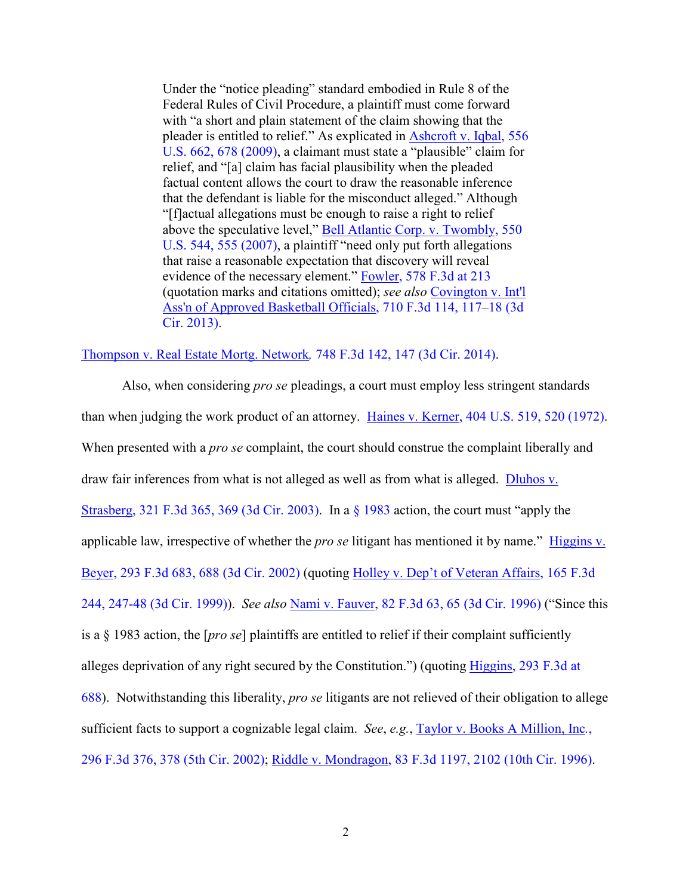> Under the "notice pleading" standard embodied in Rule 8 of the Federal Rules of Civil Procedure, a plaintiff must come forward with "a short and plain statement of the claim showing that the pleader is entitled to relief." As explicated in Ashcroft v. Iqbal, 556 U.S. 662, 678 (2009), a claimant must state a "plausible" claim for relief, and "[a] claim has facial plausibility when the pleaded factual content allows the court to draw the reasonable inference that the defendant is liable for the misconduct alleged." Although "[f]actual allegations must be enough to raise a right to relief above the speculative level," Bell Atlantic Corp. v. Twombly, 550 U.S. 544, 555 (2007), a plaintiff "need only put forth allegations that raise a reasonable expectation that discovery will reveal evidence of the necessary element." Fowler, 578 F.3d at 213 (quotation marks and citations omitted); *see also* Covington v. Int'l Ass'n of Approved Basketball Officials, 710 F.3d 114, 117–18 (3d Cir. 2013).

Thompson v. Real Estate Mortg. Network*,* 748 F.3d 142, 147 (3d Cir. 2014).

Also, when considering *pro se* pleadings, a court must employ less stringent standards than when judging the work product of an attorney. Haines v. Kerner, 404 U.S. 519, 520 (1972). When presented with a *pro se* complaint, the court should construe the complaint liberally and draw fair inferences from what is not alleged as well as from what is alleged. Dluhos v. Strasberg, 321 F.3d 365, 369 (3d Cir. 2003). In a § 1983 action, the court must "apply the applicable law, irrespective of whether the *pro se* litigant has mentioned it by name." Higgins v. Beyer, 293 F.3d 683, 688 (3d Cir. 2002) (quoting Holley v. Dep't of Veteran Affairs, 165 F.3d 244, 247-48 (3d Cir. 1999)). *See also* Nami v. Fauver, 82 F.3d 63, 65 (3d Cir. 1996) ("Since this is a § 1983 action, the [*pro se*] plaintiffs are entitled to relief if their complaint sufficiently alleges deprivation of any right secured by the Constitution.") (quoting Higgins, 293 F.3d at 688). Notwithstanding this liberality, *pro se* litigants are not relieved of their obligation to allege sufficient facts to support a cognizable legal claim. *See*, *e.g.*, Taylor v. Books A Million, Inc., 296 F.3d 376, 378 (5th Cir. 2002); Riddle v. Mondragon, 83 F.3d 1197, 2102 (10th Cir. 1996).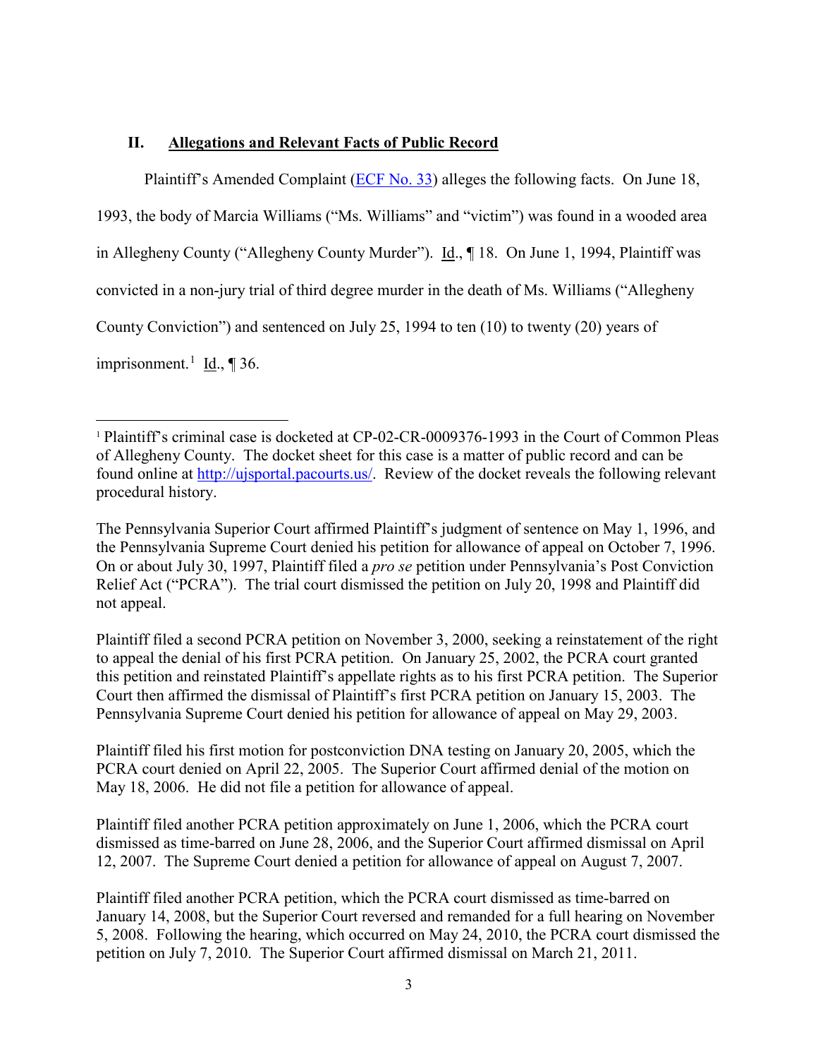## II. Allegations and Relevant Facts of Public Record

Plaintiff's Amended Complaint (ECF No. 33) alleges the following facts. On June 18, 1993, the body of Marcia Williams ("Ms. Williams" and "victim") was found in a wooded area in Allegheny County ("Allegheny County Murder"). Id., ¶ 18. On June 1, 1994, Plaintiff was convicted in a non-jury trial of third degree murder in the death of Ms. Williams ("Allegheny County Conviction") and sentenced on July 25, 1994 to ten (10) to twenty (20) years of imprisonment.[1] Id., ¶ 36.

---

[1] Plaintiff's criminal case is docketed at CP-02-CR-0009376-1993 in the Court of Common Pleas of Allegheny County. The docket sheet for this case is a matter of public record and can be found online at http://ujsportal.pacourts.us/. Review of the docket reveals the following relevant procedural history.

The Pennsylvania Superior Court affirmed Plaintiff's judgment of sentence on May 1, 1996, and the Pennsylvania Supreme Court denied his petition for allowance of appeal on October 7, 1996. On or about July 30, 1997, Plaintiff filed a *pro se* petition under Pennsylvania's Post Conviction Relief Act ("PCRA"). The trial court dismissed the petition on July 20, 1998 and Plaintiff did not appeal.

Plaintiff filed a second PCRA petition on November 3, 2000, seeking a reinstatement of the right to appeal the denial of his first PCRA petition. On January 25, 2002, the PCRA court granted this petition and reinstated Plaintiff's appellate rights as to his first PCRA petition. The Superior Court then affirmed the dismissal of Plaintiff's first PCRA petition on January 15, 2003. The Pennsylvania Supreme Court denied his petition for allowance of appeal on May 29, 2003.

Plaintiff filed his first motion for postconviction DNA testing on January 20, 2005, which the PCRA court denied on April 22, 2005. The Superior Court affirmed denial of the motion on May 18, 2006. He did not file a petition for allowance of appeal.

Plaintiff filed another PCRA petition approximately on June 1, 2006, which the PCRA court dismissed as time-barred on June 28, 2006, and the Superior Court affirmed dismissal on April 12, 2007. The Supreme Court denied a petition for allowance of appeal on August 7, 2007.

Plaintiff filed another PCRA petition, which the PCRA court dismissed as time-barred on January 14, 2008, but the Superior Court reversed and remanded for a full hearing on November 5, 2008. Following the hearing, which occurred on May 24, 2010, the PCRA court dismissed the petition on July 7, 2010. The Superior Court affirmed dismissal on March 21, 2011.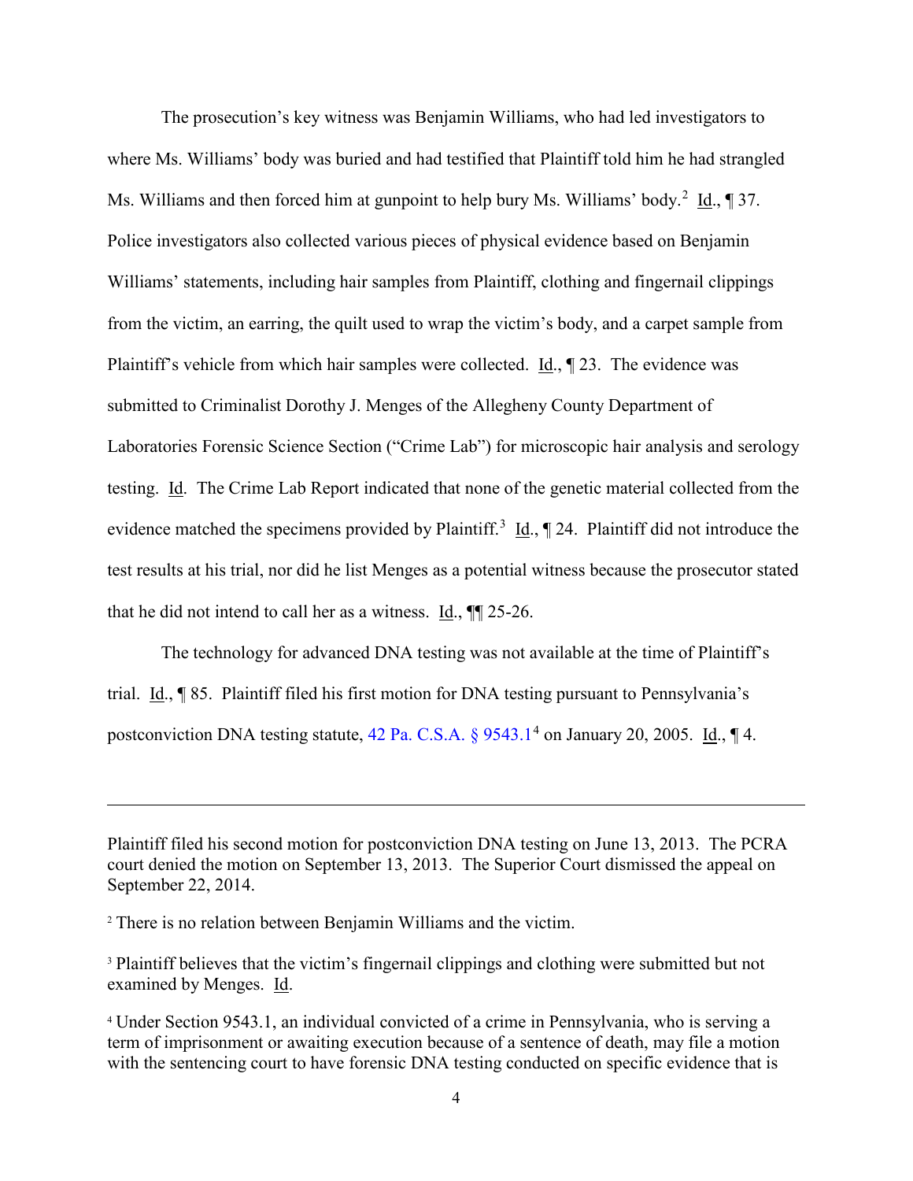The prosecution's key witness was Benjamin Williams, who had led investigators to where Ms. Williams' body was buried and had testified that Plaintiff told him he had strangled Ms. Williams and then forced him at gunpoint to help bury Ms. Williams' body.[2] Id., ¶ 37. Police investigators also collected various pieces of physical evidence based on Benjamin Williams' statements, including hair samples from Plaintiff, clothing and fingernail clippings from the victim, an earring, the quilt used to wrap the victim's body, and a carpet sample from Plaintiff's vehicle from which hair samples were collected. Id., ¶ 23. The evidence was submitted to Criminalist Dorothy J. Menges of the Allegheny County Department of Laboratories Forensic Science Section ("Crime Lab") for microscopic hair analysis and serology testing. Id. The Crime Lab Report indicated that none of the genetic material collected from the evidence matched the specimens provided by Plaintiff.[3] Id., ¶ 24. Plaintiff did not introduce the test results at his trial, nor did he list Menges as a potential witness because the prosecutor stated that he did not intend to call her as a witness. Id., ¶¶ 25-26.

The technology for advanced DNA testing was not available at the time of Plaintiff's trial. Id., ¶ 85. Plaintiff filed his first motion for DNA testing pursuant to Pennsylvania's postconviction DNA testing statute, 42 Pa. C.S.A. § 9543.1[4] on January 20, 2005. Id., ¶ 4.

---

Plaintiff filed his second motion for postconviction DNA testing on June 13, 2013. The PCRA court denied the motion on September 13, 2013. The Superior Court dismissed the appeal on September 22, 2014.

[2] There is no relation between Benjamin Williams and the victim.

[3] Plaintiff believes that the victim's fingernail clippings and clothing were submitted but not examined by Menges. Id.

[4] Under Section 9543.1, an individual convicted of a crime in Pennsylvania, who is serving a term of imprisonment or awaiting execution because of a sentence of death, may file a motion with the sentencing court to have forensic DNA testing conducted on specific evidence that is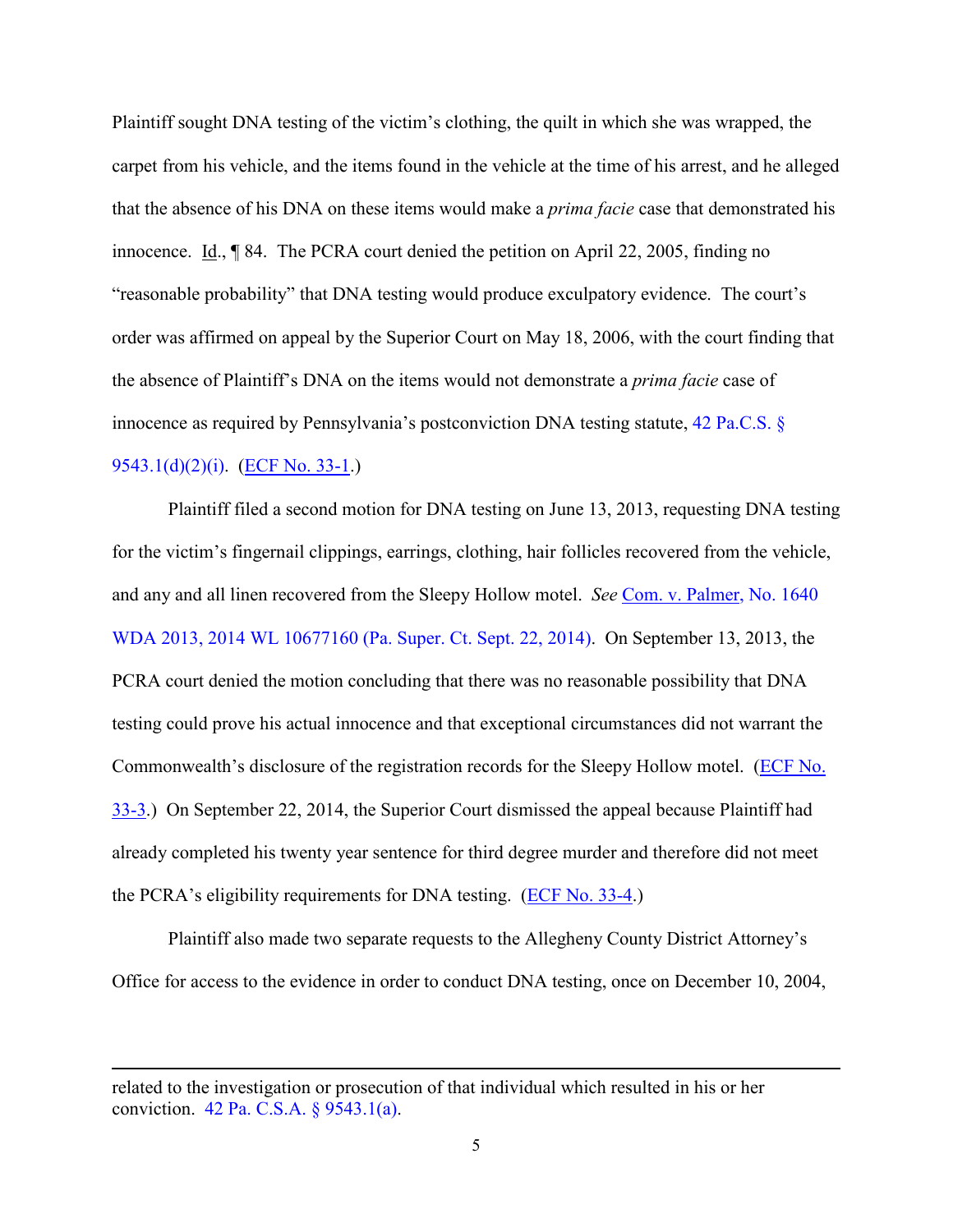Plaintiff sought DNA testing of the victim's clothing, the quilt in which she was wrapped, the carpet from his vehicle, and the items found in the vehicle at the time of his arrest, and he alleged that the absence of his DNA on these items would make a *prima facie* case that demonstrated his innocence. Id., ¶ 84. The PCRA court denied the petition on April 22, 2005, finding no "reasonable probability" that DNA testing would produce exculpatory evidence. The court's order was affirmed on appeal by the Superior Court on May 18, 2006, with the court finding that the absence of Plaintiff's DNA on the items would not demonstrate a *prima facie* case of innocence as required by Pennsylvania's postconviction DNA testing statute, 42 Pa.C.S. § 9543.1(d)(2)(i). (ECF No. 33-1.)

Plaintiff filed a second motion for DNA testing on June 13, 2013, requesting DNA testing for the victim's fingernail clippings, earrings, clothing, hair follicles recovered from the vehicle, and any and all linen recovered from the Sleepy Hollow motel. *See* Com. v. Palmer, No. 1640 WDA 2013, 2014 WL 10677160 (Pa. Super. Ct. Sept. 22, 2014). On September 13, 2013, the PCRA court denied the motion concluding that there was no reasonable possibility that DNA testing could prove his actual innocence and that exceptional circumstances did not warrant the Commonwealth's disclosure of the registration records for the Sleepy Hollow motel. (ECF No. 33-3.) On September 22, 2014, the Superior Court dismissed the appeal because Plaintiff had already completed his twenty year sentence for third degree murder and therefore did not meet the PCRA's eligibility requirements for DNA testing. (ECF No. 33-4.)

Plaintiff also made two separate requests to the Allegheny County District Attorney's Office for access to the evidence in order to conduct DNA testing, once on December 10, 2004,

---

related to the investigation or prosecution of that individual which resulted in his or her conviction. 42 Pa. C.S.A. § 9543.1(a).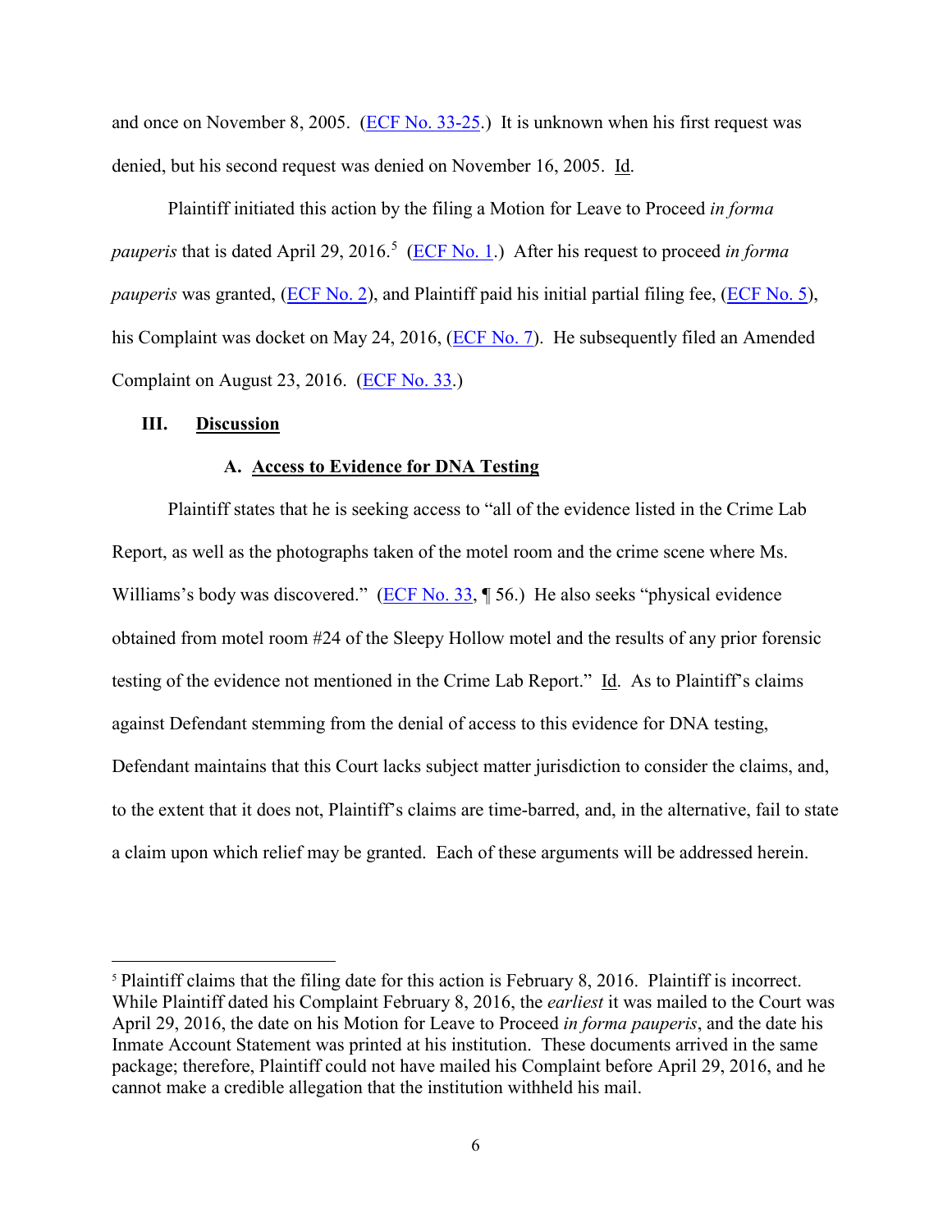and once on November 8, 2005. (ECF No. 33-25.) It is unknown when his first request was denied, but his second request was denied on November 16, 2005. Id.

Plaintiff initiated this action by the filing a Motion for Leave to Proceed *in forma pauperis* that is dated April 29, 2016.[5] (ECF No. 1.) After his request to proceed *in forma pauperis* was granted, (ECF No. 2), and Plaintiff paid his initial partial filing fee, (ECF No. 5), his Complaint was docket on May 24, 2016, (ECF No. 7). He subsequently filed an Amended Complaint on August 23, 2016. (ECF No. 33.)

## III. Discussion

### A. Access to Evidence for DNA Testing

Plaintiff states that he is seeking access to "all of the evidence listed in the Crime Lab Report, as well as the photographs taken of the motel room and the crime scene where Ms. Williams's body was discovered." (ECF No. 33, ¶ 56.) He also seeks "physical evidence obtained from motel room #24 of the Sleepy Hollow motel and the results of any prior forensic testing of the evidence not mentioned in the Crime Lab Report." Id. As to Plaintiff's claims against Defendant stemming from the denial of access to this evidence for DNA testing, Defendant maintains that this Court lacks subject matter jurisdiction to consider the claims, and, to the extent that it does not, Plaintiff's claims are time-barred, and, in the alternative, fail to state a claim upon which relief may be granted. Each of these arguments will be addressed herein.

---

[5] Plaintiff claims that the filing date for this action is February 8, 2016. Plaintiff is incorrect. While Plaintiff dated his Complaint February 8, 2016, the *earliest* it was mailed to the Court was April 29, 2016, the date on his Motion for Leave to Proceed *in forma pauperis*, and the date his Inmate Account Statement was printed at his institution. These documents arrived in the same package; therefore, Plaintiff could not have mailed his Complaint before April 29, 2016, and he cannot make a credible allegation that the institution withheld his mail.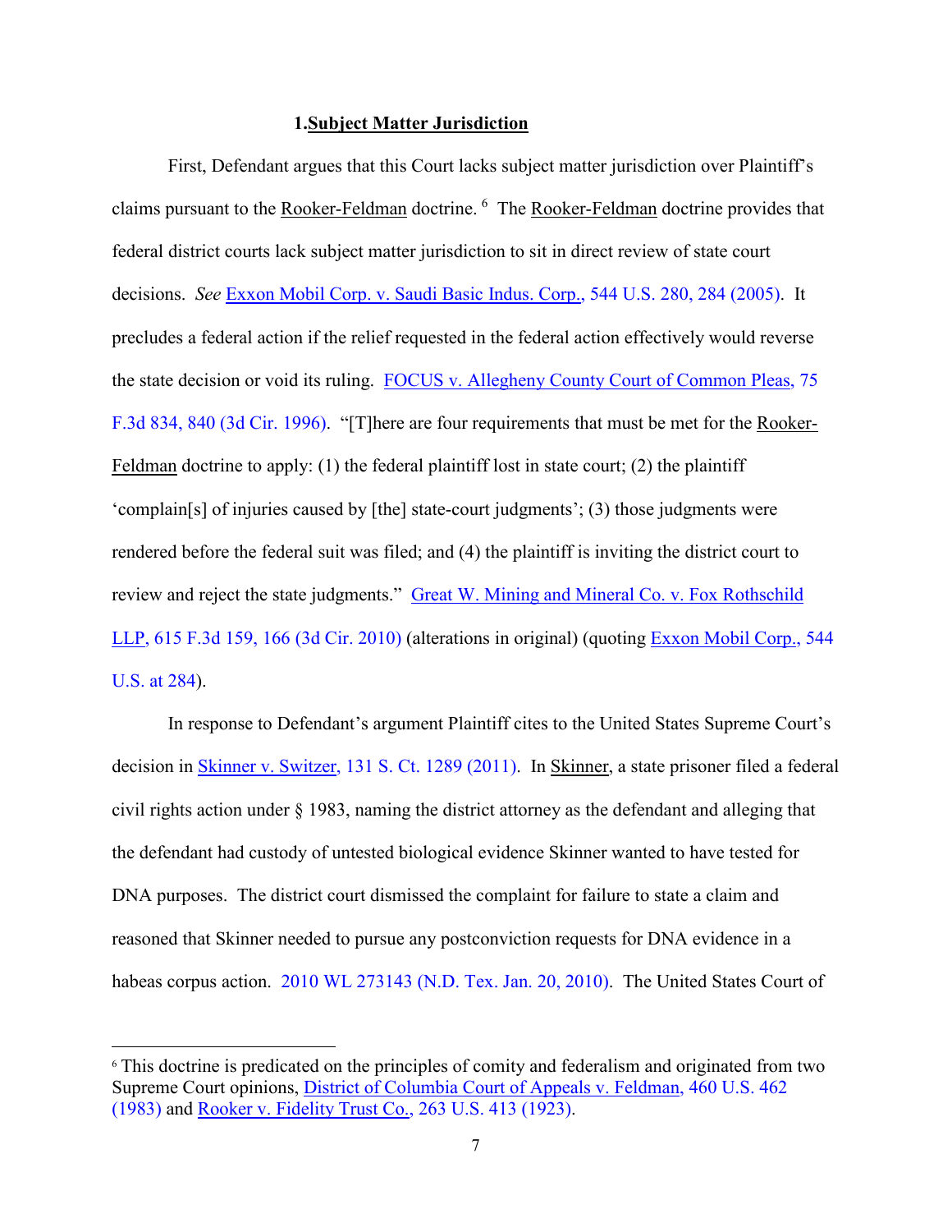### 1. Subject Matter Jurisdiction

First, Defendant argues that this Court lacks subject matter jurisdiction over Plaintiff's claims pursuant to the Rooker-Feldman doctrine.[6] The Rooker-Feldman doctrine provides that federal district courts lack subject matter jurisdiction to sit in direct review of state court decisions. *See* Exxon Mobil Corp. v. Saudi Basic Indus. Corp., 544 U.S. 280, 284 (2005). It precludes a federal action if the relief requested in the federal action effectively would reverse the state decision or void its ruling. FOCUS v. Allegheny County Court of Common Pleas, 75 F.3d 834, 840 (3d Cir. 1996). "[T]here are four requirements that must be met for the Rooker-Feldman doctrine to apply: (1) the federal plaintiff lost in state court; (2) the plaintiff 'complain[s] of injuries caused by [the] state-court judgments'; (3) those judgments were rendered before the federal suit was filed; and (4) the plaintiff is inviting the district court to review and reject the state judgments." Great W. Mining and Mineral Co. v. Fox Rothschild LLP, 615 F.3d 159, 166 (3d Cir. 2010) (alterations in original) (quoting Exxon Mobil Corp., 544 U.S. at 284).

In response to Defendant's argument Plaintiff cites to the United States Supreme Court's decision in Skinner v. Switzer, 131 S. Ct. 1289 (2011). In Skinner, a state prisoner filed a federal civil rights action under § 1983, naming the district attorney as the defendant and alleging that the defendant had custody of untested biological evidence Skinner wanted to have tested for DNA purposes. The district court dismissed the complaint for failure to state a claim and reasoned that Skinner needed to pursue any postconviction requests for DNA evidence in a habeas corpus action. 2010 WL 273143 (N.D. Tex. Jan. 20, 2010). The United States Court of

[6] This doctrine is predicated on the principles of comity and federalism and originated from two Supreme Court opinions, District of Columbia Court of Appeals v. Feldman, 460 U.S. 462 (1983) and Rooker v. Fidelity Trust Co., 263 U.S. 413 (1923).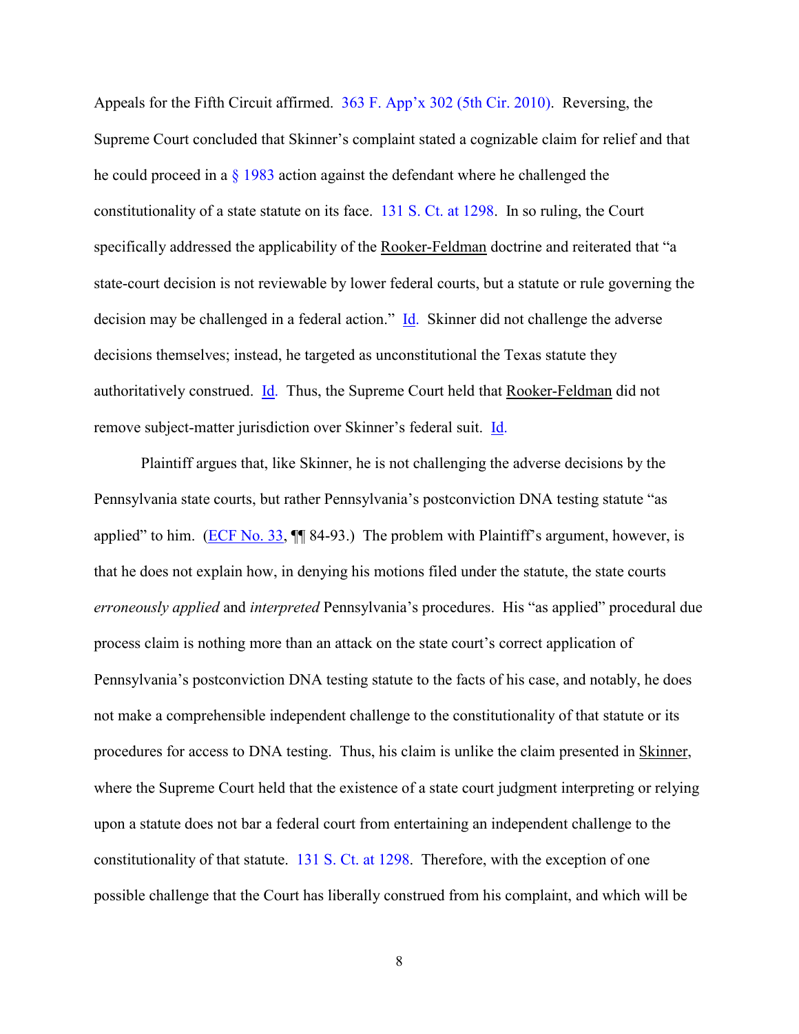Appeals for the Fifth Circuit affirmed. 363 F. App'x 302 (5th Cir. 2010). Reversing, the Supreme Court concluded that Skinner's complaint stated a cognizable claim for relief and that he could proceed in a § 1983 action against the defendant where he challenged the constitutionality of a state statute on its face. 131 S. Ct. at 1298. In so ruling, the Court specifically addressed the applicability of the Rooker-Feldman doctrine and reiterated that "a state-court decision is not reviewable by lower federal courts, but a statute or rule governing the decision may be challenged in a federal action." Id. Skinner did not challenge the adverse decisions themselves; instead, he targeted as unconstitutional the Texas statute they authoritatively construed. Id. Thus, the Supreme Court held that Rooker-Feldman did not remove subject-matter jurisdiction over Skinner's federal suit. Id.

Plaintiff argues that, like Skinner, he is not challenging the adverse decisions by the Pennsylvania state courts, but rather Pennsylvania's postconviction DNA testing statute "as applied" to him. (ECF No. 33, ¶¶ 84-93.) The problem with Plaintiff's argument, however, is that he does not explain how, in denying his motions filed under the statute, the state courts *erroneously applied* and *interpreted* Pennsylvania's procedures. His "as applied" procedural due process claim is nothing more than an attack on the state court's correct application of Pennsylvania's postconviction DNA testing statute to the facts of his case, and notably, he does not make a comprehensible independent challenge to the constitutionality of that statute or its procedures for access to DNA testing. Thus, his claim is unlike the claim presented in Skinner, where the Supreme Court held that the existence of a state court judgment interpreting or relying upon a statute does not bar a federal court from entertaining an independent challenge to the constitutionality of that statute. 131 S. Ct. at 1298. Therefore, with the exception of one possible challenge that the Court has liberally construed from his complaint, and which will be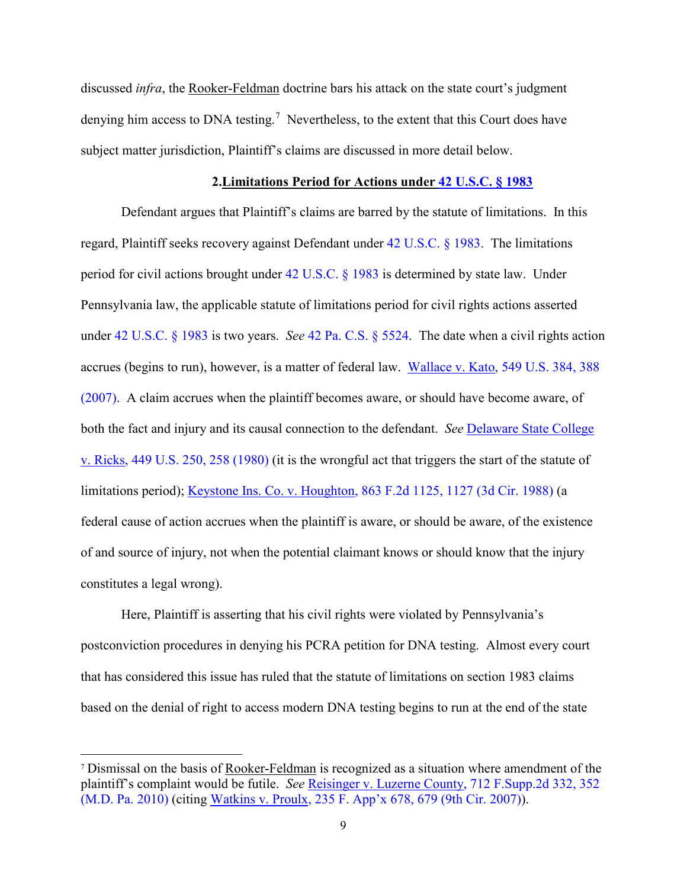discussed *infra*, the Rooker-Feldman doctrine bars his attack on the state court's judgment denying him access to DNA testing.[7] Nevertheless, to the extent that this Court does have subject matter jurisdiction, Plaintiff's claims are discussed in more detail below.

### 2. Limitations Period for Actions under 42 U.S.C. § 1983

Defendant argues that Plaintiff's claims are barred by the statute of limitations. In this regard, Plaintiff seeks recovery against Defendant under 42 U.S.C. § 1983. The limitations period for civil actions brought under 42 U.S.C. § 1983 is determined by state law. Under Pennsylvania law, the applicable statute of limitations period for civil rights actions asserted under 42 U.S.C. § 1983 is two years. *See* 42 Pa. C.S. § 5524. The date when a civil rights action accrues (begins to run), however, is a matter of federal law. Wallace v. Kato, 549 U.S. 384, 388 (2007). A claim accrues when the plaintiff becomes aware, or should have become aware, of both the fact and injury and its causal connection to the defendant. *See* Delaware State College v. Ricks, 449 U.S. 250, 258 (1980) (it is the wrongful act that triggers the start of the statute of limitations period); Keystone Ins. Co. v. Houghton, 863 F.2d 1125, 1127 (3d Cir. 1988) (a federal cause of action accrues when the plaintiff is aware, or should be aware, of the existence of and source of injury, not when the potential claimant knows or should know that the injury constitutes a legal wrong).

Here, Plaintiff is asserting that his civil rights were violated by Pennsylvania's postconviction procedures in denying his PCRA petition for DNA testing. Almost every court that has considered this issue has ruled that the statute of limitations on section 1983 claims based on the denial of right to access modern DNA testing begins to run at the end of the state

---

[7] Dismissal on the basis of Rooker-Feldman is recognized as a situation where amendment of the plaintiff's complaint would be futile. *See* Reisinger v. Luzerne County, 712 F.Supp.2d 332, 352 (M.D. Pa. 2010) (citing Watkins v. Proulx, 235 F. App'x 678, 679 (9th Cir. 2007)).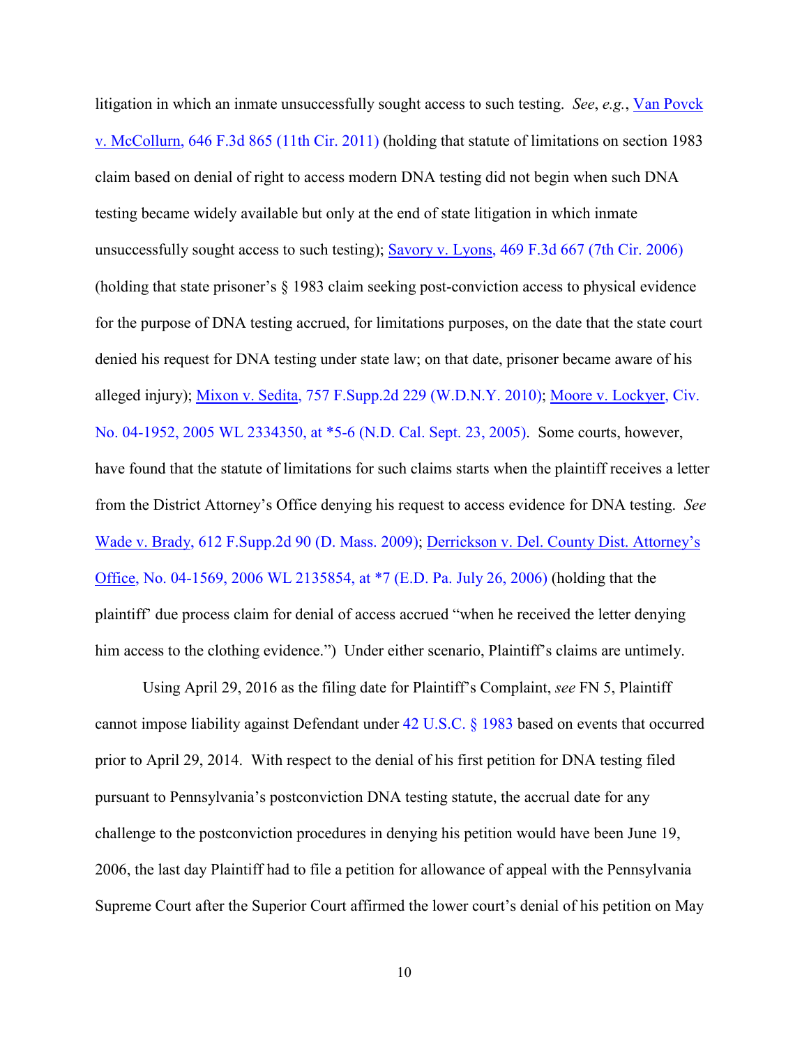litigation in which an inmate unsuccessfully sought access to such testing. *See*, *e.g.*, Van Povck v. McCollurn, 646 F.3d 865 (11th Cir. 2011) (holding that statute of limitations on section 1983 claim based on denial of right to access modern DNA testing did not begin when such DNA testing became widely available but only at the end of state litigation in which inmate unsuccessfully sought access to such testing); Savory v. Lyons, 469 F.3d 667 (7th Cir. 2006) (holding that state prisoner's § 1983 claim seeking post-conviction access to physical evidence for the purpose of DNA testing accrued, for limitations purposes, on the date that the state court denied his request for DNA testing under state law; on that date, prisoner became aware of his alleged injury); Mixon v. Sedita, 757 F.Supp.2d 229 (W.D.N.Y. 2010); Moore v. Lockyer, Civ. No. 04-1952, 2005 WL 2334350, at *5-6 (N.D. Cal. Sept. 23, 2005). Some courts, however, have found that the statute of limitations for such claims starts when the plaintiff receives a letter from the District Attorney's Office denying his request to access evidence for DNA testing. *See* Wade v. Brady, 612 F.Supp.2d 90 (D. Mass. 2009); Derrickson v. Del. County Dist. Attorney's Office, No. 04-1569, 2006 WL 2135854, at *7 (E.D. Pa. July 26, 2006) (holding that the plaintiff' due process claim for denial of access accrued "when he received the letter denying him access to the clothing evidence.") Under either scenario, Plaintiff's claims are untimely.

Using April 29, 2016 as the filing date for Plaintiff's Complaint, *see* FN 5, Plaintiff cannot impose liability against Defendant under 42 U.S.C. § 1983 based on events that occurred prior to April 29, 2014. With respect to the denial of his first petition for DNA testing filed pursuant to Pennsylvania's postconviction DNA testing statute, the accrual date for any challenge to the postconviction procedures in denying his petition would have been June 19, 2006, the last day Plaintiff had to file a petition for allowance of appeal with the Pennsylvania Supreme Court after the Superior Court affirmed the lower court's denial of his petition on May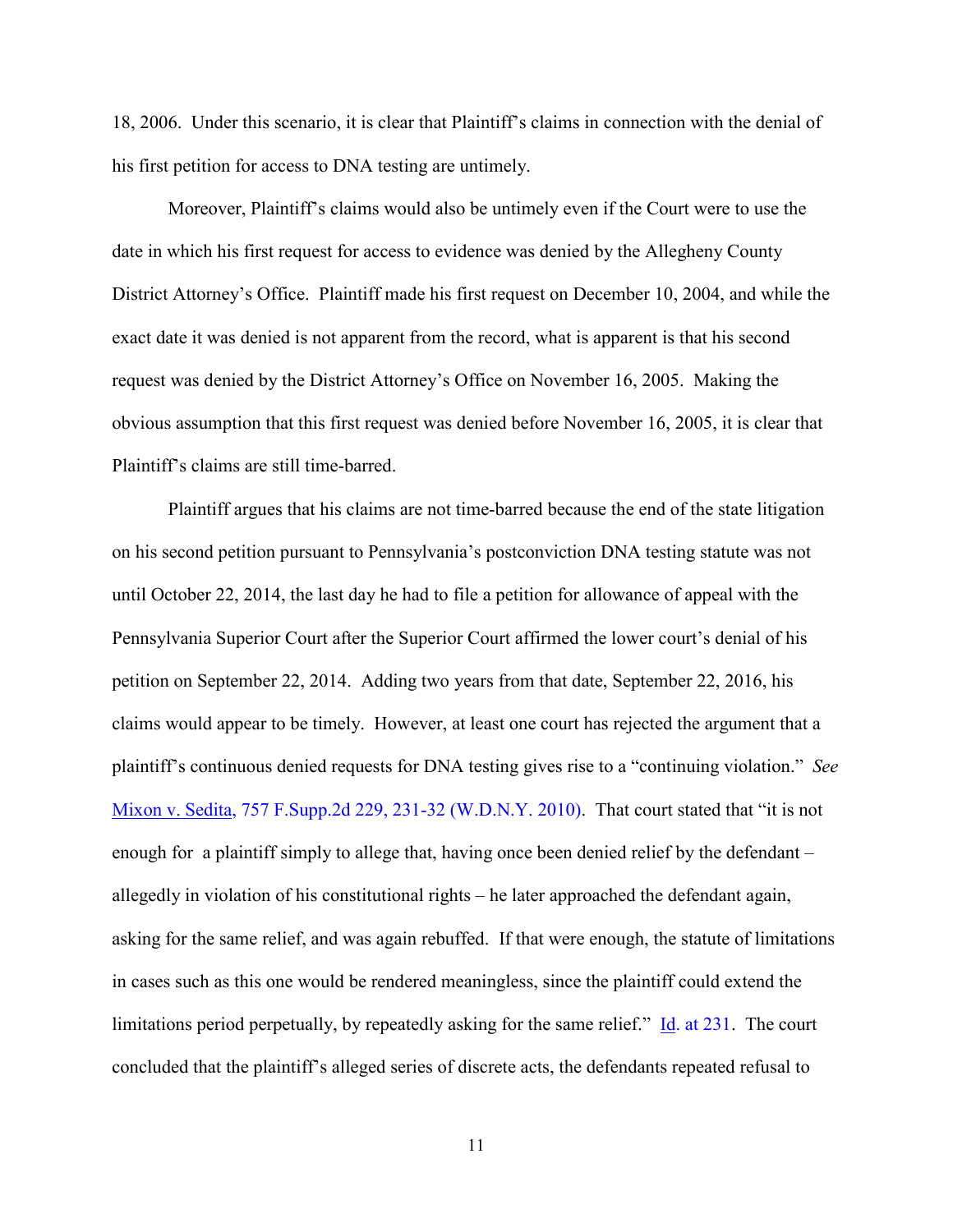18, 2006. Under this scenario, it is clear that Plaintiff's claims in connection with the denial of his first petition for access to DNA testing are untimely.

Moreover, Plaintiff's claims would also be untimely even if the Court were to use the date in which his first request for access to evidence was denied by the Allegheny County District Attorney's Office. Plaintiff made his first request on December 10, 2004, and while the exact date it was denied is not apparent from the record, what is apparent is that his second request was denied by the District Attorney's Office on November 16, 2005. Making the obvious assumption that this first request was denied before November 16, 2005, it is clear that Plaintiff's claims are still time-barred.

Plaintiff argues that his claims are not time-barred because the end of the state litigation on his second petition pursuant to Pennsylvania's postconviction DNA testing statute was not until October 22, 2014, the last day he had to file a petition for allowance of appeal with the Pennsylvania Superior Court after the Superior Court affirmed the lower court's denial of his petition on September 22, 2014. Adding two years from that date, September 22, 2016, his claims would appear to be timely. However, at least one court has rejected the argument that a plaintiff's continuous denied requests for DNA testing gives rise to a "continuing violation." *See* Mixon v. Sedita, 757 F.Supp.2d 229, 231-32 (W.D.N.Y. 2010). That court stated that "it is not enough for a plaintiff simply to allege that, having once been denied relief by the defendant – allegedly in violation of his constitutional rights – he later approached the defendant again, asking for the same relief, and was again rebuffed. If that were enough, the statute of limitations in cases such as this one would be rendered meaningless, since the plaintiff could extend the limitations period perpetually, by repeatedly asking for the same relief." Id. at 231. The court concluded that the plaintiff's alleged series of discrete acts, the defendants repeated refusal to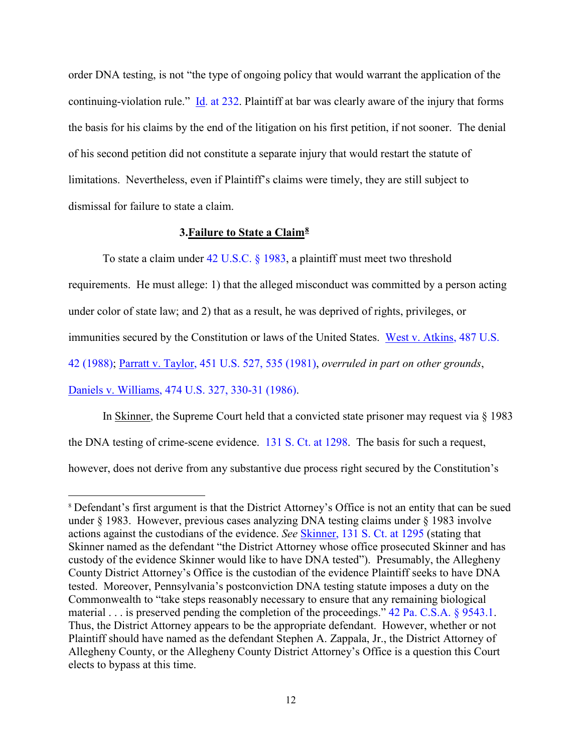order DNA testing, is not "the type of ongoing policy that would warrant the application of the continuing-violation rule." Id. at 232. Plaintiff at bar was clearly aware of the injury that forms the basis for his claims by the end of the litigation on his first petition, if not sooner. The denial of his second petition did not constitute a separate injury that would restart the statute of limitations. Nevertheless, even if Plaintiff's claims were timely, they are still subject to dismissal for failure to state a claim.

### 3. Failure to State a Claim[8]

To state a claim under 42 U.S.C. § 1983, a plaintiff must meet two threshold requirements. He must allege: 1) that the alleged misconduct was committed by a person acting under color of state law; and 2) that as a result, he was deprived of rights, privileges, or immunities secured by the Constitution or laws of the United States. West v. Atkins, 487 U.S. 42 (1988); Parratt v. Taylor, 451 U.S. 527, 535 (1981), *overruled in part on other grounds*, Daniels v. Williams, 474 U.S. 327, 330-31 (1986).

In Skinner, the Supreme Court held that a convicted state prisoner may request via § 1983 the DNA testing of crime-scene evidence. 131 S. Ct. at 1298. The basis for such a request, however, does not derive from any substantive due process right secured by the Constitution's

---

[8] Defendant's first argument is that the District Attorney's Office is not an entity that can be sued under § 1983. However, previous cases analyzing DNA testing claims under § 1983 involve actions against the custodians of the evidence. *See* Skinner, 131 S. Ct. at 1295 (stating that Skinner named as the defendant "the District Attorney whose office prosecuted Skinner and has custody of the evidence Skinner would like to have DNA tested"). Presumably, the Allegheny County District Attorney's Office is the custodian of the evidence Plaintiff seeks to have DNA tested. Moreover, Pennsylvania's postconviction DNA testing statute imposes a duty on the Commonwealth to "take steps reasonably necessary to ensure that any remaining biological material . . . is preserved pending the completion of the proceedings." 42 Pa. C.S.A. § 9543.1. Thus, the District Attorney appears to be the appropriate defendant. However, whether or not Plaintiff should have named as the defendant Stephen A. Zappala, Jr., the District Attorney of Allegheny County, or the Allegheny County District Attorney's Office is a question this Court elects to bypass at this time.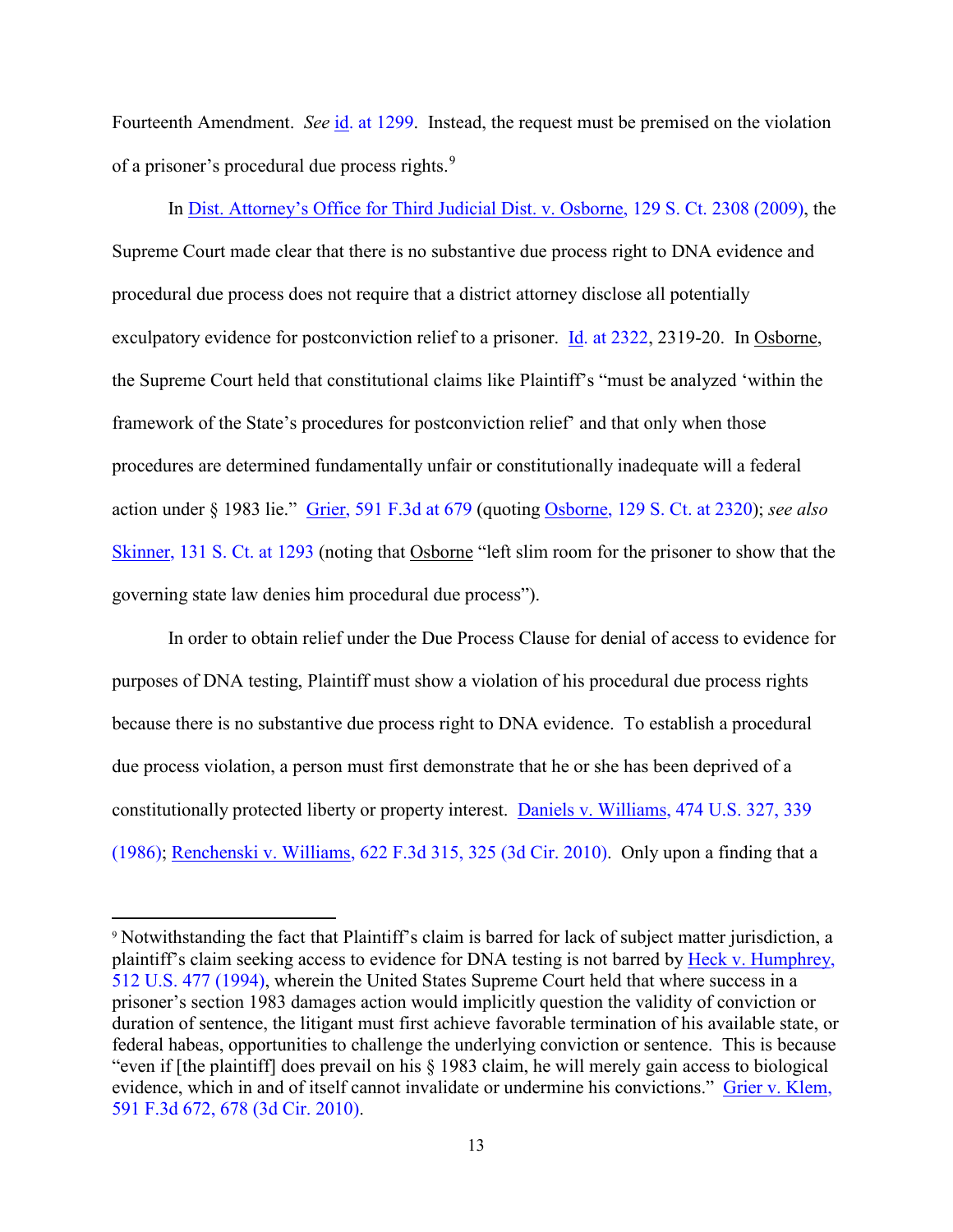Fourteenth Amendment. *See* id. at 1299. Instead, the request must be premised on the violation of a prisoner's procedural due process rights.[9]

In Dist. Attorney's Office for Third Judicial Dist. v. Osborne, 129 S. Ct. 2308 (2009), the Supreme Court made clear that there is no substantive due process right to DNA evidence and procedural due process does not require that a district attorney disclose all potentially exculpatory evidence for postconviction relief to a prisoner. Id. at 2322, 2319-20. In Osborne, the Supreme Court held that constitutional claims like Plaintiff's "must be analyzed 'within the framework of the State's procedures for postconviction relief' and that only when those procedures are determined fundamentally unfair or constitutionally inadequate will a federal action under § 1983 lie." Grier, 591 F.3d at 679 (quoting Osborne, 129 S. Ct. at 2320); *see also* Skinner, 131 S. Ct. at 1293 (noting that Osborne "left slim room for the prisoner to show that the governing state law denies him procedural due process").

In order to obtain relief under the Due Process Clause for denial of access to evidence for purposes of DNA testing, Plaintiff must show a violation of his procedural due process rights because there is no substantive due process right to DNA evidence. To establish a procedural due process violation, a person must first demonstrate that he or she has been deprived of a constitutionally protected liberty or property interest. Daniels v. Williams, 474 U.S. 327, 339 (1986); Renchenski v. Williams, 622 F.3d 315, 325 (3d Cir. 2010). Only upon a finding that a

---

[9] Notwithstanding the fact that Plaintiff's claim is barred for lack of subject matter jurisdiction, a plaintiff's claim seeking access to evidence for DNA testing is not barred by Heck v. Humphrey, 512 U.S. 477 (1994), wherein the United States Supreme Court held that where success in a prisoner's section 1983 damages action would implicitly question the validity of conviction or duration of sentence, the litigant must first achieve favorable termination of his available state, or federal habeas, opportunities to challenge the underlying conviction or sentence. This is because "even if [the plaintiff] does prevail on his § 1983 claim, he will merely gain access to biological evidence, which in and of itself cannot invalidate or undermine his convictions." Grier v. Klem, 591 F.3d 672, 678 (3d Cir. 2010).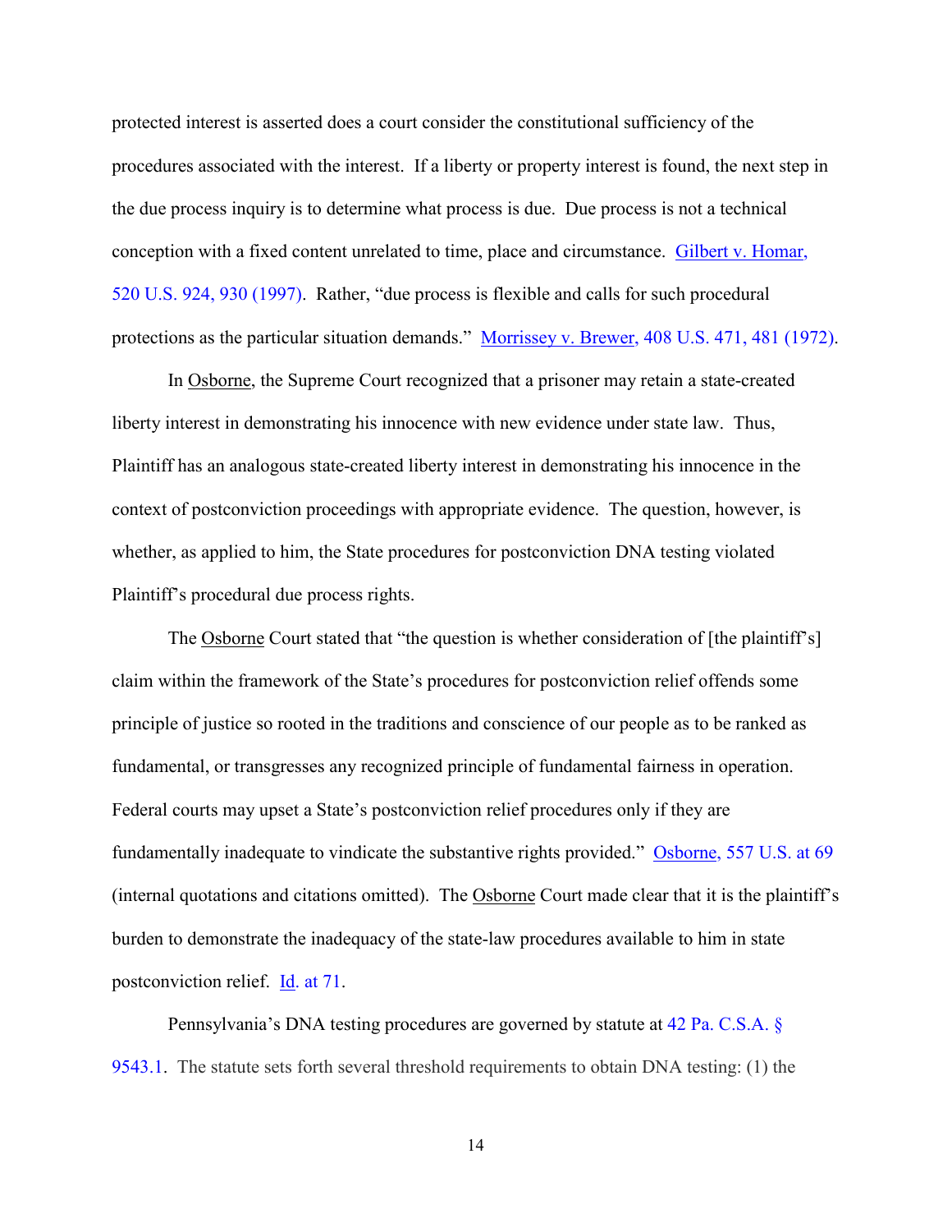protected interest is asserted does a court consider the constitutional sufficiency of the procedures associated with the interest. If a liberty or property interest is found, the next step in the due process inquiry is to determine what process is due. Due process is not a technical conception with a fixed content unrelated to time, place and circumstance. Gilbert v. Homar, 520 U.S. 924, 930 (1997). Rather, "due process is flexible and calls for such procedural protections as the particular situation demands." Morrissey v. Brewer, 408 U.S. 471, 481 (1972).

In Osborne, the Supreme Court recognized that a prisoner may retain a state-created liberty interest in demonstrating his innocence with new evidence under state law. Thus, Plaintiff has an analogous state-created liberty interest in demonstrating his innocence in the context of postconviction proceedings with appropriate evidence. The question, however, is whether, as applied to him, the State procedures for postconviction DNA testing violated Plaintiff's procedural due process rights.

The Osborne Court stated that "the question is whether consideration of [the plaintiff's] claim within the framework of the State's procedures for postconviction relief offends some principle of justice so rooted in the traditions and conscience of our people as to be ranked as fundamental, or transgresses any recognized principle of fundamental fairness in operation. Federal courts may upset a State's postconviction relief procedures only if they are fundamentally inadequate to vindicate the substantive rights provided." Osborne, 557 U.S. at 69 (internal quotations and citations omitted). The Osborne Court made clear that it is the plaintiff's burden to demonstrate the inadequacy of the state-law procedures available to him in state postconviction relief. Id. at 71.

Pennsylvania's DNA testing procedures are governed by statute at 42 Pa. C.S.A. § 9543.1. The statute sets forth several threshold requirements to obtain DNA testing: (1) the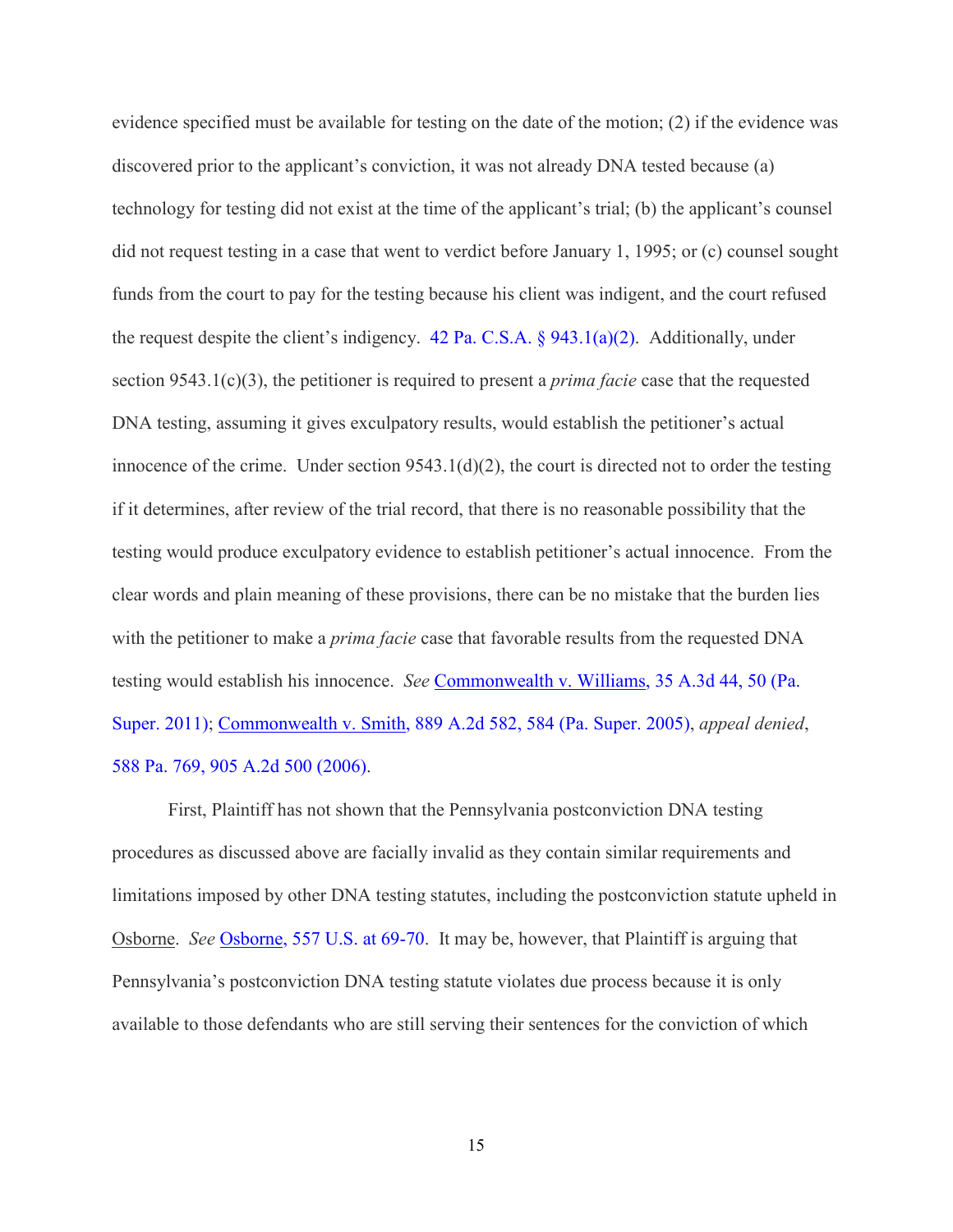evidence specified must be available for testing on the date of the motion; (2) if the evidence was discovered prior to the applicant's conviction, it was not already DNA tested because (a) technology for testing did not exist at the time of the applicant's trial; (b) the applicant's counsel did not request testing in a case that went to verdict before January 1, 1995; or (c) counsel sought funds from the court to pay for the testing because his client was indigent, and the court refused the request despite the client's indigency. 42 Pa. C.S.A. § 943.1(a)(2). Additionally, under section 9543.1(c)(3), the petitioner is required to present a *prima facie* case that the requested DNA testing, assuming it gives exculpatory results, would establish the petitioner's actual innocence of the crime. Under section 9543.1(d)(2), the court is directed not to order the testing if it determines, after review of the trial record, that there is no reasonable possibility that the testing would produce exculpatory evidence to establish petitioner's actual innocence. From the clear words and plain meaning of these provisions, there can be no mistake that the burden lies with the petitioner to make a *prima facie* case that favorable results from the requested DNA testing would establish his innocence. *See* Commonwealth v. Williams, 35 A.3d 44, 50 (Pa. Super. 2011); Commonwealth v. Smith, 889 A.2d 582, 584 (Pa. Super. 2005), *appeal denied*, 588 Pa. 769, 905 A.2d 500 (2006).

First, Plaintiff has not shown that the Pennsylvania postconviction DNA testing procedures as discussed above are facially invalid as they contain similar requirements and limitations imposed by other DNA testing statutes, including the postconviction statute upheld in Osborne. *See* Osborne, 557 U.S. at 69-70. It may be, however, that Plaintiff is arguing that Pennsylvania's postconviction DNA testing statute violates due process because it is only available to those defendants who are still serving their sentences for the conviction of which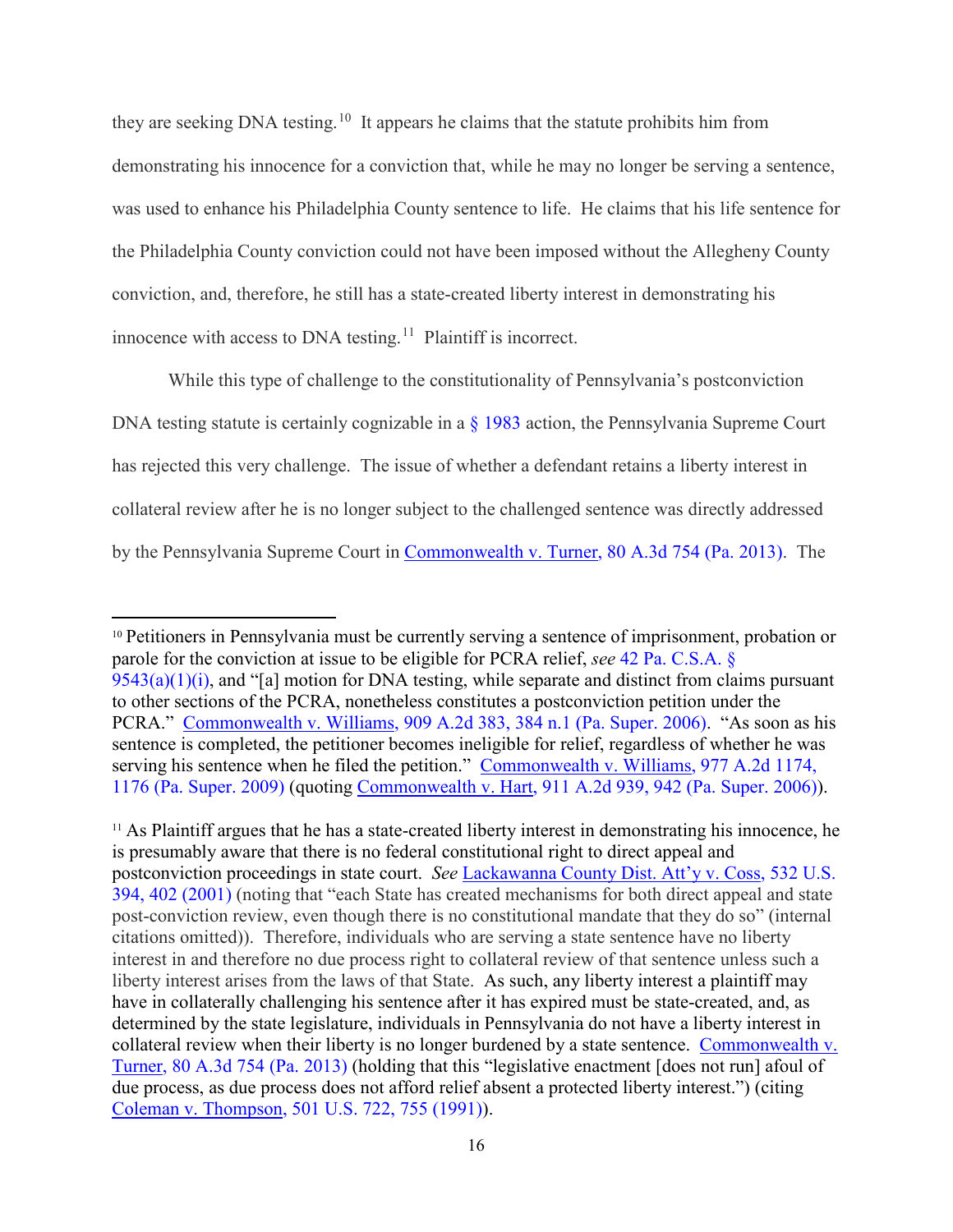they are seeking DNA testing.[10] It appears he claims that the statute prohibits him from demonstrating his innocence for a conviction that, while he may no longer be serving a sentence, was used to enhance his Philadelphia County sentence to life. He claims that his life sentence for the Philadelphia County conviction could not have been imposed without the Allegheny County conviction, and, therefore, he still has a state-created liberty interest in demonstrating his innocence with access to DNA testing.[11] Plaintiff is incorrect.

While this type of challenge to the constitutionality of Pennsylvania's postconviction DNA testing statute is certainly cognizable in a § 1983 action, the Pennsylvania Supreme Court has rejected this very challenge. The issue of whether a defendant retains a liberty interest in collateral review after he is no longer subject to the challenged sentence was directly addressed by the Pennsylvania Supreme Court in Commonwealth v. Turner, 80 A.3d 754 (Pa. 2013). The

---

[10] Petitioners in Pennsylvania must be currently serving a sentence of imprisonment, probation or parole for the conviction at issue to be eligible for PCRA relief, *see* 42 Pa. C.S.A. § 9543(a)(1)(i), and "[a] motion for DNA testing, while separate and distinct from claims pursuant to other sections of the PCRA, nonetheless constitutes a postconviction petition under the PCRA." Commonwealth v. Williams, 909 A.2d 383, 384 n.1 (Pa. Super. 2006). "As soon as his sentence is completed, the petitioner becomes ineligible for relief, regardless of whether he was serving his sentence when he filed the petition." Commonwealth v. Williams, 977 A.2d 1174, 1176 (Pa. Super. 2009) (quoting Commonwealth v. Hart, 911 A.2d 939, 942 (Pa. Super. 2006)).

[11] As Plaintiff argues that he has a state-created liberty interest in demonstrating his innocence, he is presumably aware that there is no federal constitutional right to direct appeal and postconviction proceedings in state court. *See* Lackawanna County Dist. Att'y v. Coss, 532 U.S. 394, 402 (2001) (noting that "each State has created mechanisms for both direct appeal and state post-conviction review, even though there is no constitutional mandate that they do so" (internal citations omitted)). Therefore, individuals who are serving a state sentence have no liberty interest in and therefore no due process right to collateral review of that sentence unless such a liberty interest arises from the laws of that State. As such, any liberty interest a plaintiff may have in collaterally challenging his sentence after it has expired must be state-created, and, as determined by the state legislature, individuals in Pennsylvania do not have a liberty interest in collateral review when their liberty is no longer burdened by a state sentence. Commonwealth v. Turner, 80 A.3d 754 (Pa. 2013) (holding that this "legislative enactment [does not run] afoul of due process, as due process does not afford relief absent a protected liberty interest.") (citing Coleman v. Thompson, 501 U.S. 722, 755 (1991)).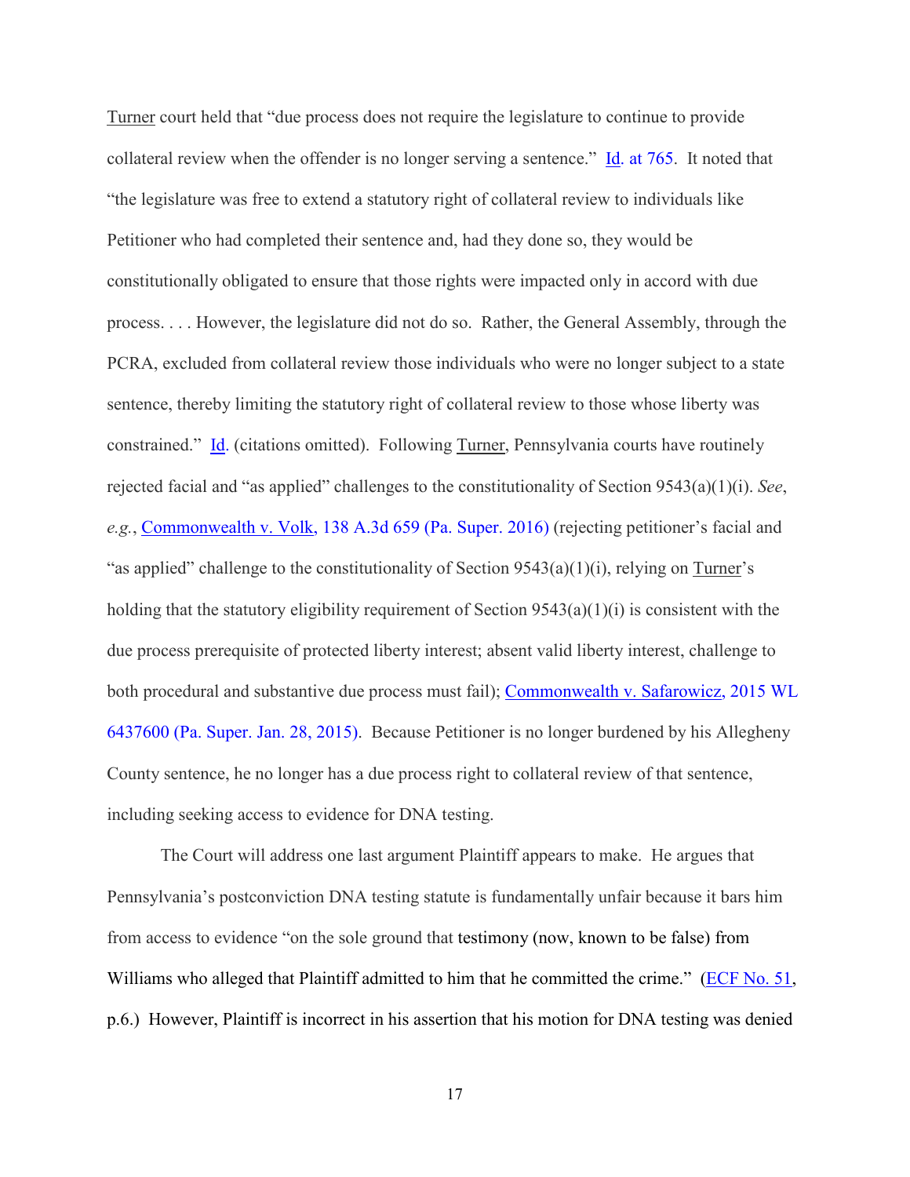Turner court held that "due process does not require the legislature to continue to provide collateral review when the offender is no longer serving a sentence." Id. at 765. It noted that "the legislature was free to extend a statutory right of collateral review to individuals like Petitioner who had completed their sentence and, had they done so, they would be constitutionally obligated to ensure that those rights were impacted only in accord with due process. . . . However, the legislature did not do so. Rather, the General Assembly, through the PCRA, excluded from collateral review those individuals who were no longer subject to a state sentence, thereby limiting the statutory right of collateral review to those whose liberty was constrained." Id. (citations omitted). Following Turner, Pennsylvania courts have routinely rejected facial and "as applied" challenges to the constitutionality of Section 9543(a)(1)(i). *See*, *e.g.*, Commonwealth v. Volk, 138 A.3d 659 (Pa. Super. 2016) (rejecting petitioner's facial and "as applied" challenge to the constitutionality of Section 9543(a)(1)(i), relying on Turner's holding that the statutory eligibility requirement of Section 9543(a)(1)(i) is consistent with the due process prerequisite of protected liberty interest; absent valid liberty interest, challenge to both procedural and substantive due process must fail); Commonwealth v. Safarowicz, 2015 WL 6437600 (Pa. Super. Jan. 28, 2015). Because Petitioner is no longer burdened by his Allegheny County sentence, he no longer has a due process right to collateral review of that sentence, including seeking access to evidence for DNA testing.

The Court will address one last argument Plaintiff appears to make. He argues that Pennsylvania's postconviction DNA testing statute is fundamentally unfair because it bars him from access to evidence "on the sole ground that testimony (now, known to be false) from Williams who alleged that Plaintiff admitted to him that he committed the crime." (ECF No. 51, p.6.) However, Plaintiff is incorrect in his assertion that his motion for DNA testing was denied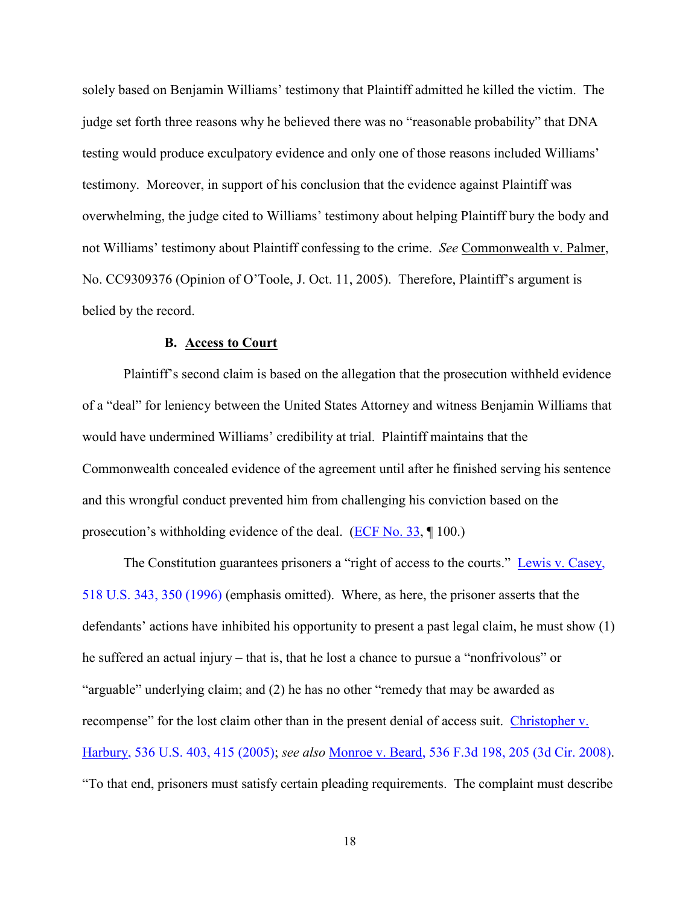solely based on Benjamin Williams' testimony that Plaintiff admitted he killed the victim. The judge set forth three reasons why he believed there was no "reasonable probability" that DNA testing would produce exculpatory evidence and only one of those reasons included Williams' testimony. Moreover, in support of his conclusion that the evidence against Plaintiff was overwhelming, the judge cited to Williams' testimony about helping Plaintiff bury the body and not Williams' testimony about Plaintiff confessing to the crime. *See* Commonwealth v. Palmer, No. CC9309376 (Opinion of O'Toole, J. Oct. 11, 2005). Therefore, Plaintiff's argument is belied by the record.

### B. Access to Court

Plaintiff's second claim is based on the allegation that the prosecution withheld evidence of a "deal" for leniency between the United States Attorney and witness Benjamin Williams that would have undermined Williams' credibility at trial. Plaintiff maintains that the Commonwealth concealed evidence of the agreement until after he finished serving his sentence and this wrongful conduct prevented him from challenging his conviction based on the prosecution's withholding evidence of the deal. (ECF No. 33, ¶ 100.)

The Constitution guarantees prisoners a "right of access to the courts." Lewis v. Casey, 518 U.S. 343, 350 (1996) (emphasis omitted). Where, as here, the prisoner asserts that the defendants' actions have inhibited his opportunity to present a past legal claim, he must show (1) he suffered an actual injury – that is, that he lost a chance to pursue a "nonfrivolous" or "arguable" underlying claim; and (2) he has no other "remedy that may be awarded as recompense" for the lost claim other than in the present denial of access suit. Christopher v. Harbury, 536 U.S. 403, 415 (2005); *see also* Monroe v. Beard, 536 F.3d 198, 205 (3d Cir. 2008). "To that end, prisoners must satisfy certain pleading requirements. The complaint must describe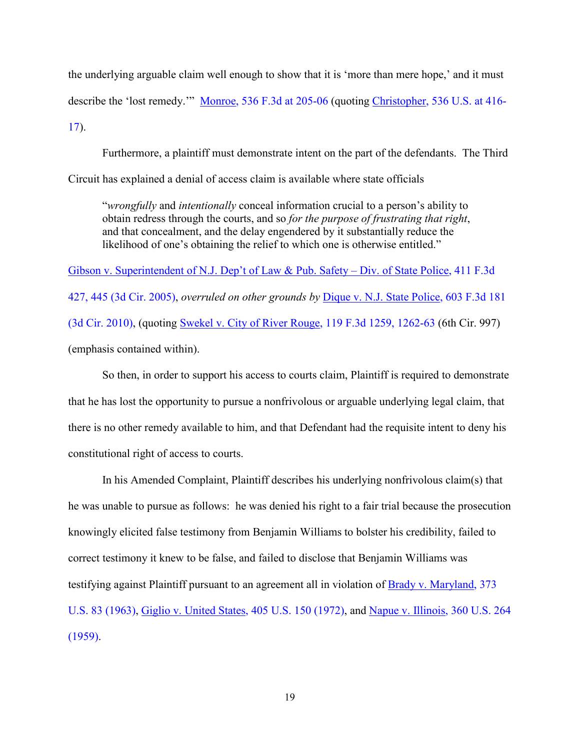the underlying arguable claim well enough to show that it is 'more than mere hope,' and it must describe the 'lost remedy.'" Monroe, 536 F.3d at 205-06 (quoting Christopher, 536 U.S. at 416-17).

Furthermore, a plaintiff must demonstrate intent on the part of the defendants. The Third Circuit has explained a denial of access claim is available where state officials

> "*wrongfully* and *intentionally* conceal information crucial to a person's ability to obtain redress through the courts, and so *for the purpose of frustrating that right*, and that concealment, and the delay engendered by it substantially reduce the likelihood of one's obtaining the relief to which one is otherwise entitled."

Gibson v. Superintendent of N.J. Dep't of Law & Pub. Safety – Div. of State Police, 411 F.3d 427, 445 (3d Cir. 2005), *overruled on other grounds by* Dique v. N.J. State Police, 603 F.3d 181 (3d Cir. 2010), (quoting Swekel v. City of River Rouge, 119 F.3d 1259, 1262-63 (6th Cir. 997) (emphasis contained within).

So then, in order to support his access to courts claim, Plaintiff is required to demonstrate that he has lost the opportunity to pursue a nonfrivolous or arguable underlying legal claim, that there is no other remedy available to him, and that Defendant had the requisite intent to deny his constitutional right of access to courts.

In his Amended Complaint, Plaintiff describes his underlying nonfrivolous claim(s) that he was unable to pursue as follows: he was denied his right to a fair trial because the prosecution knowingly elicited false testimony from Benjamin Williams to bolster his credibility, failed to correct testimony it knew to be false, and failed to disclose that Benjamin Williams was testifying against Plaintiff pursuant to an agreement all in violation of Brady v. Maryland, 373 U.S. 83 (1963), Giglio v. United States, 405 U.S. 150 (1972), and Napue v. Illinois, 360 U.S. 264 (1959).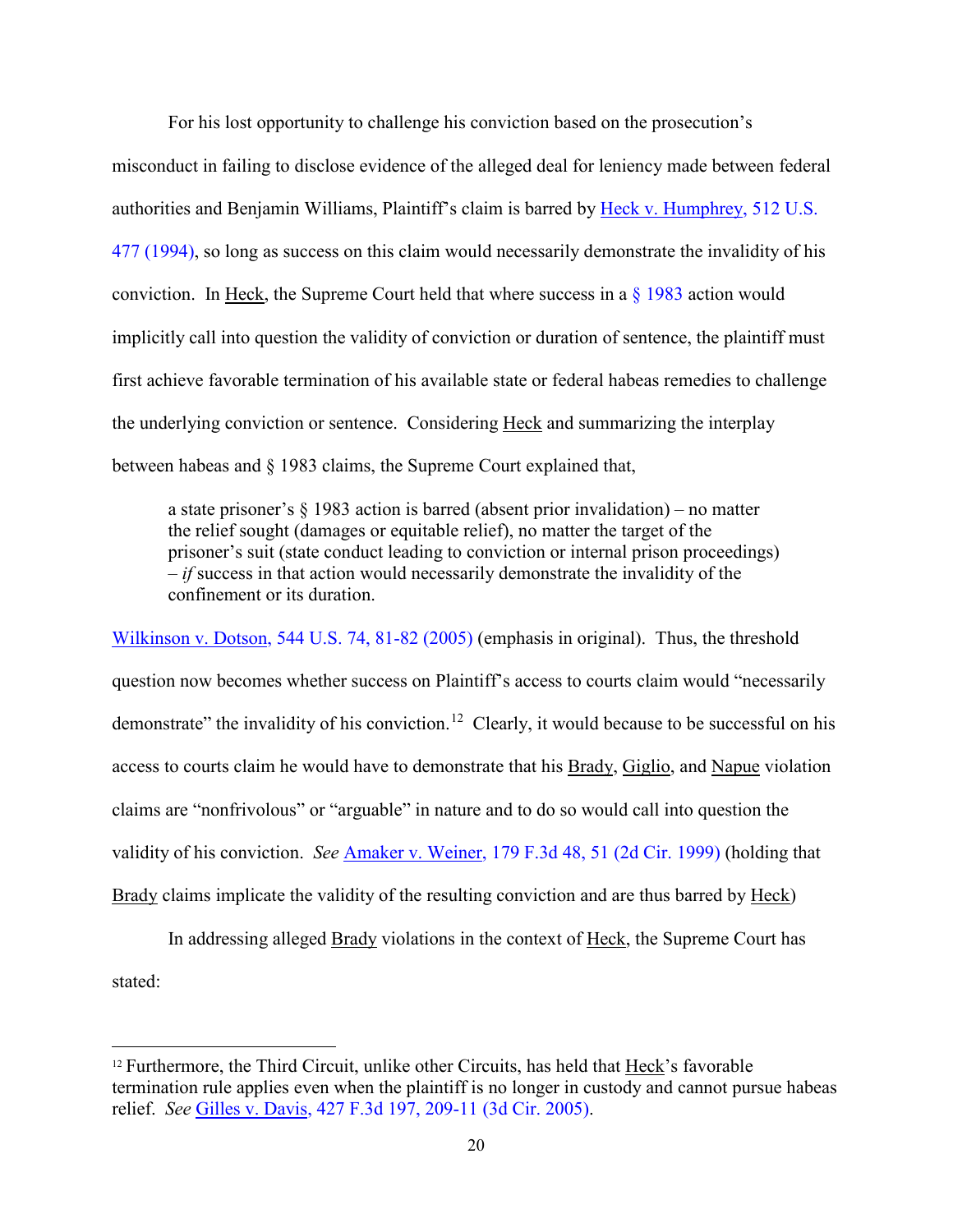For his lost opportunity to challenge his conviction based on the prosecution's misconduct in failing to disclose evidence of the alleged deal for leniency made between federal authorities and Benjamin Williams, Plaintiff's claim is barred by Heck v. Humphrey, 512 U.S. 477 (1994), so long as success on this claim would necessarily demonstrate the invalidity of his conviction. In Heck, the Supreme Court held that where success in a § 1983 action would implicitly call into question the validity of conviction or duration of sentence, the plaintiff must first achieve favorable termination of his available state or federal habeas remedies to challenge the underlying conviction or sentence. Considering Heck and summarizing the interplay between habeas and § 1983 claims, the Supreme Court explained that,

> a state prisoner's § 1983 action is barred (absent prior invalidation) – no matter the relief sought (damages or equitable relief), no matter the target of the prisoner's suit (state conduct leading to conviction or internal prison proceedings) – *if* success in that action would necessarily demonstrate the invalidity of the confinement or its duration.

Wilkinson v. Dotson, 544 U.S. 74, 81-82 (2005) (emphasis in original). Thus, the threshold question now becomes whether success on Plaintiff's access to courts claim would "necessarily demonstrate" the invalidity of his conviction.[12] Clearly, it would because to be successful on his access to courts claim he would have to demonstrate that his Brady, Giglio, and Napue violation claims are "nonfrivolous" or "arguable" in nature and to do so would call into question the validity of his conviction. *See* Amaker v. Weiner, 179 F.3d 48, 51 (2d Cir. 1999) (holding that Brady claims implicate the validity of the resulting conviction and are thus barred by Heck)

In addressing alleged Brady violations in the context of Heck, the Supreme Court has stated:

[12] Furthermore, the Third Circuit, unlike other Circuits, has held that Heck's favorable termination rule applies even when the plaintiff is no longer in custody and cannot pursue habeas relief. *See* Gilles v. Davis, 427 F.3d 197, 209-11 (3d Cir. 2005).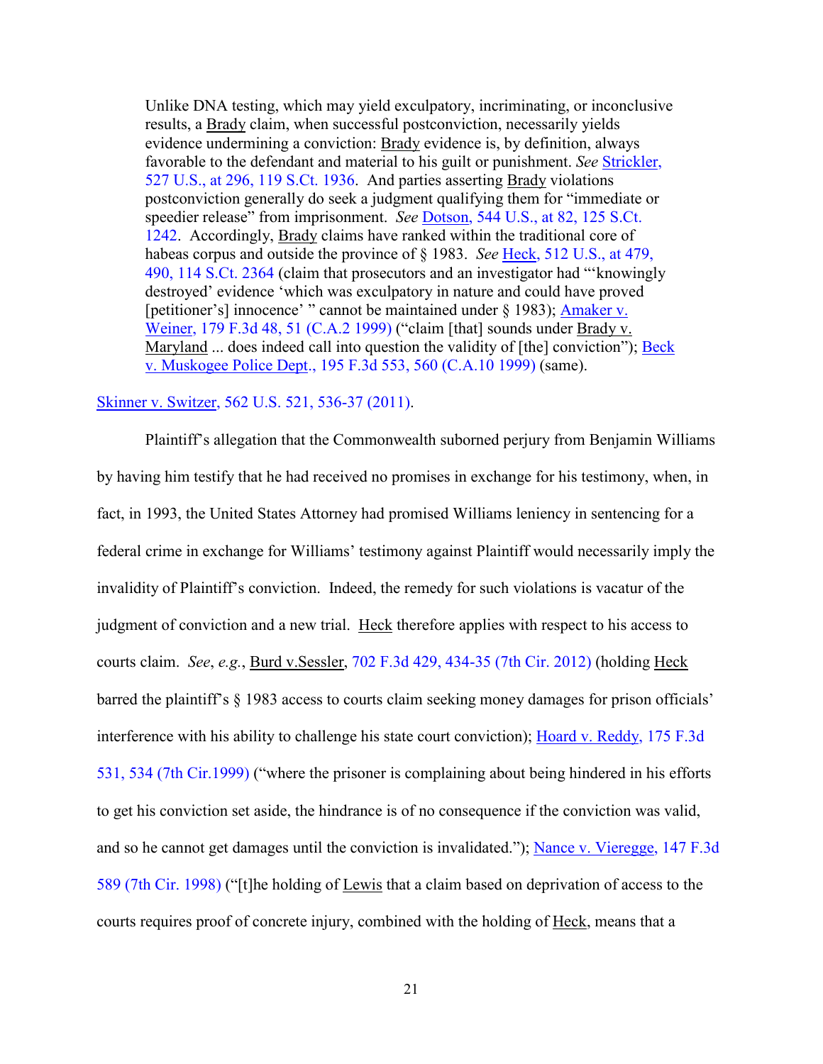> Unlike DNA testing, which may yield exculpatory, incriminating, or inconclusive results, a Brady claim, when successful postconviction, necessarily yields evidence undermining a conviction: Brady evidence is, by definition, always favorable to the defendant and material to his guilt or punishment. *See* Strickler, 527 U.S., at 296, 119 S.Ct. 1936. And parties asserting Brady violations postconviction generally do seek a judgment qualifying them for "immediate or speedier release" from imprisonment. *See* Dotson, 544 U.S., at 82, 125 S.Ct. 1242. Accordingly, Brady claims have ranked within the traditional core of habeas corpus and outside the province of § 1983. *See* Heck, 512 U.S., at 479, 490, 114 S.Ct. 2364 (claim that prosecutors and an investigator had "'knowingly destroyed' evidence 'which was exculpatory in nature and could have proved [petitioner's] innocence' " cannot be maintained under § 1983); Amaker v. Weiner, 179 F.3d 48, 51 (C.A.2 1999) ("claim [that] sounds under Brady v. Maryland ... does indeed call into question the validity of [the] conviction"); Beck v. Muskogee Police Dept., 195 F.3d 553, 560 (C.A.10 1999) (same).

Skinner v. Switzer, 562 U.S. 521, 536-37 (2011).

Plaintiff's allegation that the Commonwealth suborned perjury from Benjamin Williams by having him testify that he had received no promises in exchange for his testimony, when, in fact, in 1993, the United States Attorney had promised Williams leniency in sentencing for a federal crime in exchange for Williams' testimony against Plaintiff would necessarily imply the invalidity of Plaintiff's conviction. Indeed, the remedy for such violations is vacatur of the judgment of conviction and a new trial. Heck therefore applies with respect to his access to courts claim. *See*, *e.g.*, Burd v.Sessler, 702 F.3d 429, 434-35 (7th Cir. 2012) (holding Heck barred the plaintiff's § 1983 access to courts claim seeking money damages for prison officials' interference with his ability to challenge his state court conviction); Hoard v. Reddy, 175 F.3d 531, 534 (7th Cir.1999) ("where the prisoner is complaining about being hindered in his efforts to get his conviction set aside, the hindrance is of no consequence if the conviction was valid, and so he cannot get damages until the conviction is invalidated."); Nance v. Vieregge, 147 F.3d 589 (7th Cir. 1998) ("[t]he holding of Lewis that a claim based on deprivation of access to the courts requires proof of concrete injury, combined with the holding of Heck, means that a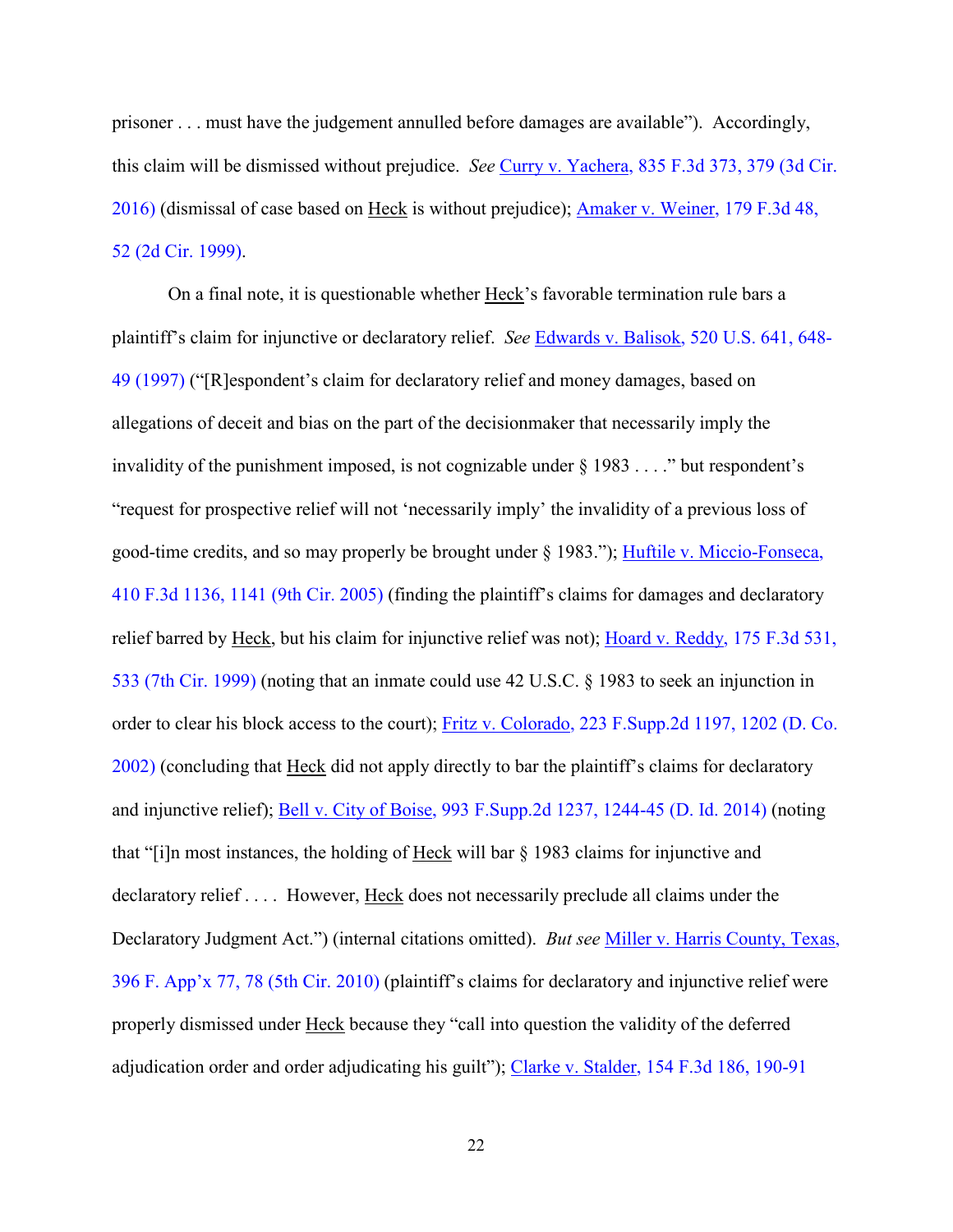prisoner . . . must have the judgement annulled before damages are available"). Accordingly, this claim will be dismissed without prejudice. *See* Curry v. Yachera, 835 F.3d 373, 379 (3d Cir. 2016) (dismissal of case based on Heck is without prejudice); Amaker v. Weiner, 179 F.3d 48, 52 (2d Cir. 1999).

On a final note, it is questionable whether Heck's favorable termination rule bars a plaintiff's claim for injunctive or declaratory relief. *See* Edwards v. Balisok, 520 U.S. 641, 648-49 (1997) ("[R]espondent's claim for declaratory relief and money damages, based on allegations of deceit and bias on the part of the decisionmaker that necessarily imply the invalidity of the punishment imposed, is not cognizable under § 1983 . . . ." but respondent's "request for prospective relief will not 'necessarily imply' the invalidity of a previous loss of good-time credits, and so may properly be brought under § 1983."); Huftile v. Miccio-Fonseca, 410 F.3d 1136, 1141 (9th Cir. 2005) (finding the plaintiff's claims for damages and declaratory relief barred by Heck, but his claim for injunctive relief was not); Hoard v. Reddy, 175 F.3d 531, 533 (7th Cir. 1999) (noting that an inmate could use 42 U.S.C. § 1983 to seek an injunction in order to clear his block access to the court); Fritz v. Colorado, 223 F.Supp.2d 1197, 1202 (D. Co. 2002) (concluding that Heck did not apply directly to bar the plaintiff's claims for declaratory and injunctive relief); Bell v. City of Boise, 993 F.Supp.2d 1237, 1244-45 (D. Id. 2014) (noting that "[i]n most instances, the holding of Heck will bar § 1983 claims for injunctive and declaratory relief . . . . However, Heck does not necessarily preclude all claims under the Declaratory Judgment Act.") (internal citations omitted). *But see* Miller v. Harris County, Texas, 396 F. App'x 77, 78 (5th Cir. 2010) (plaintiff's claims for declaratory and injunctive relief were properly dismissed under Heck because they "call into question the validity of the deferred adjudication order and order adjudicating his guilt"); Clarke v. Stalder, 154 F.3d 186, 190-91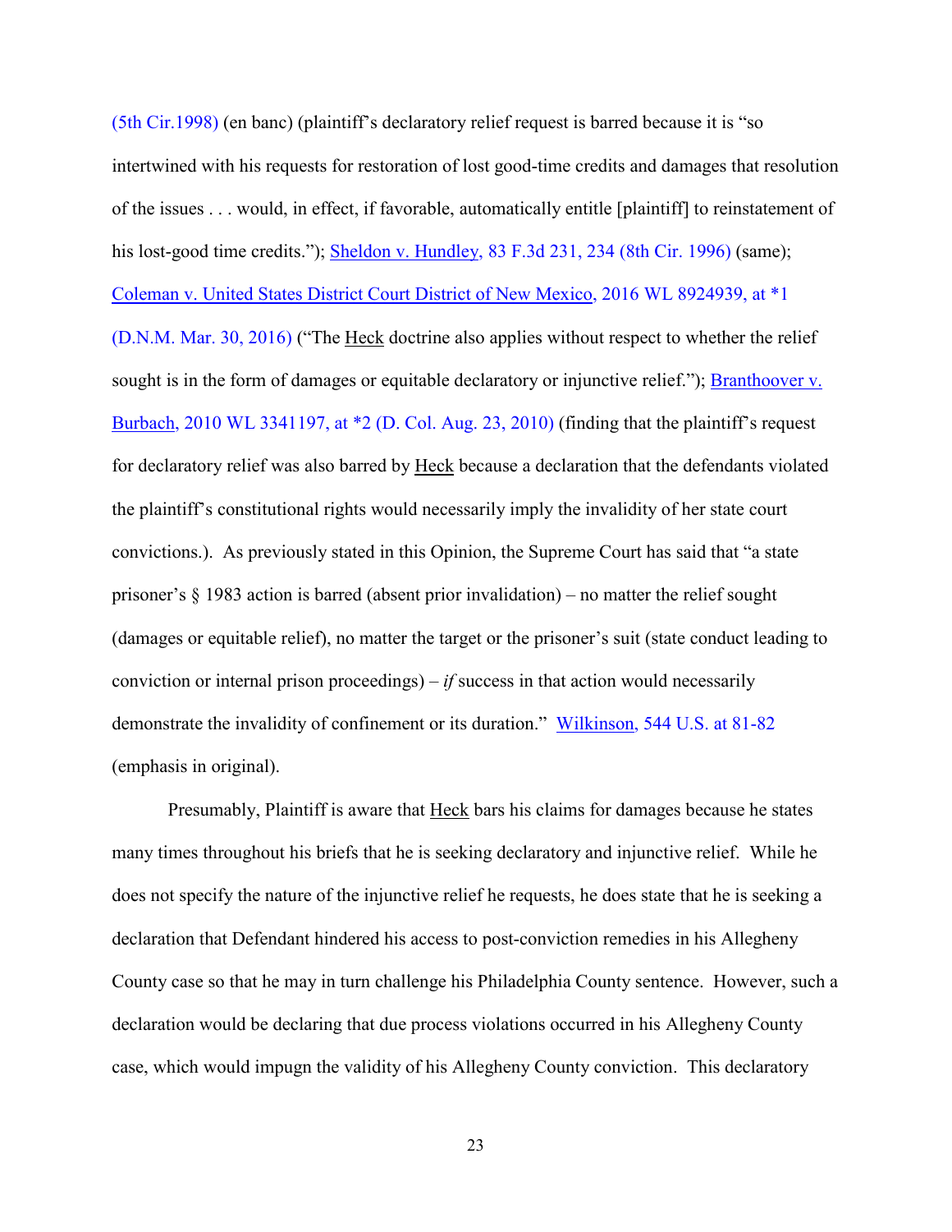(5th Cir.1998) (en banc) (plaintiff's declaratory relief request is barred because it is "so intertwined with his requests for restoration of lost good-time credits and damages that resolution of the issues . . . would, in effect, if favorable, automatically entitle [plaintiff] to reinstatement of his lost-good time credits."); Sheldon v. Hundley, 83 F.3d 231, 234 (8th Cir. 1996) (same); Coleman v. United States District Court District of New Mexico, 2016 WL 8924939, at *1 (D.N.M. Mar. 30, 2016) ("The Heck doctrine also applies without respect to whether the relief sought is in the form of damages or equitable declaratory or injunctive relief."); Branthoover v. Burbach, 2010 WL 3341197, at *2 (D. Col. Aug. 23, 2010) (finding that the plaintiff's request for declaratory relief was also barred by Heck because a declaration that the defendants violated the plaintiff's constitutional rights would necessarily imply the invalidity of her state court convictions.). As previously stated in this Opinion, the Supreme Court has said that "a state prisoner's § 1983 action is barred (absent prior invalidation) – no matter the relief sought (damages or equitable relief), no matter the target or the prisoner's suit (state conduct leading to conviction or internal prison proceedings) – *if* success in that action would necessarily demonstrate the invalidity of confinement or its duration." Wilkinson, 544 U.S. at 81-82 (emphasis in original).

Presumably, Plaintiff is aware that Heck bars his claims for damages because he states many times throughout his briefs that he is seeking declaratory and injunctive relief. While he does not specify the nature of the injunctive relief he requests, he does state that he is seeking a declaration that Defendant hindered his access to post-conviction remedies in his Allegheny County case so that he may in turn challenge his Philadelphia County sentence. However, such a declaration would be declaring that due process violations occurred in his Allegheny County case, which would impugn the validity of his Allegheny County conviction. This declaratory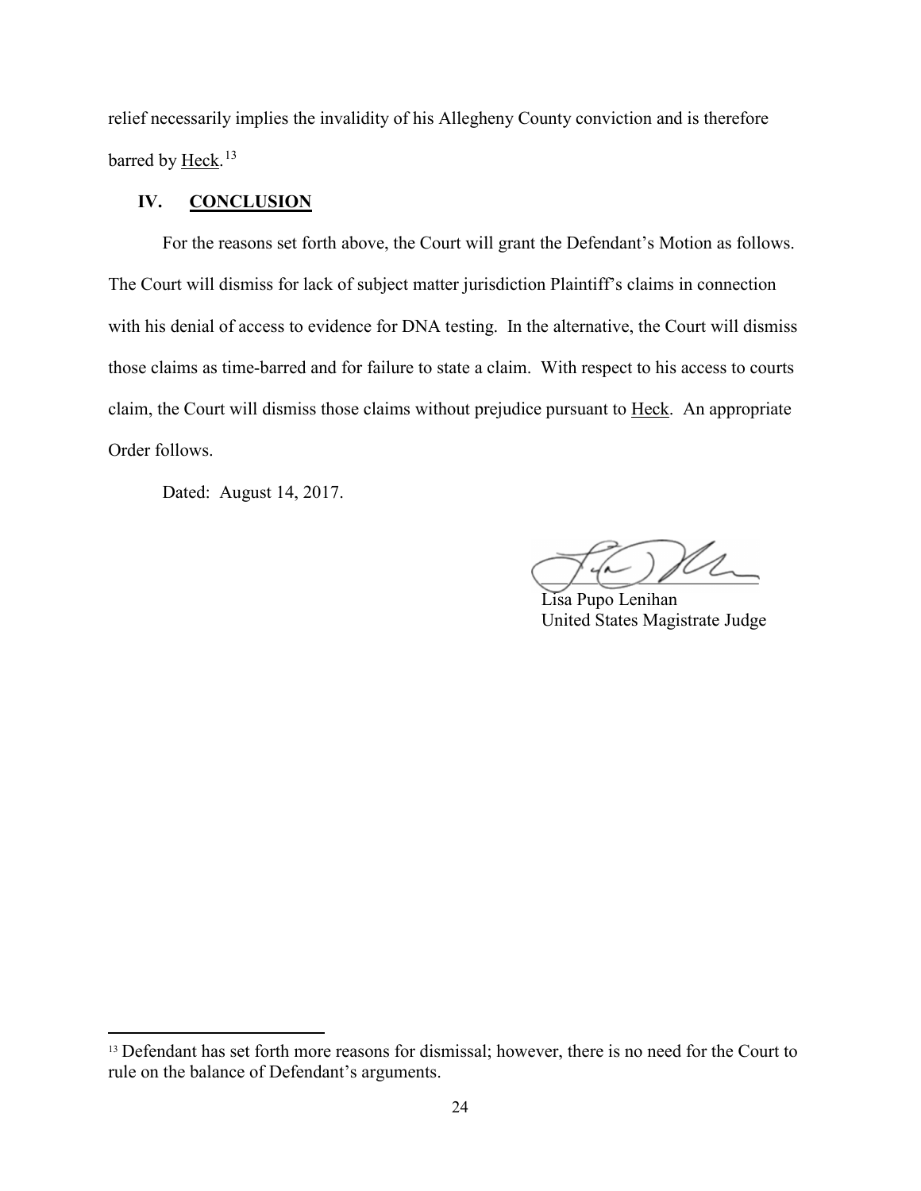relief necessarily implies the invalidity of his Allegheny County conviction and is therefore barred by Heck.[13]

## IV. CONCLUSION

For the reasons set forth above, the Court will grant the Defendant's Motion as follows. The Court will dismiss for lack of subject matter jurisdiction Plaintiff's claims in connection with his denial of access to evidence for DNA testing. In the alternative, the Court will dismiss those claims as time-barred and for failure to state a claim. With respect to his access to courts claim, the Court will dismiss those claims without prejudice pursuant to Heck. An appropriate Order follows.

Dated: August 14, 2017.

Lisa Pupo Lenihan
United States Magistrate Judge

---

[13] Defendant has set forth more reasons for dismissal; however, there is no need for the Court to rule on the balance of Defendant's arguments.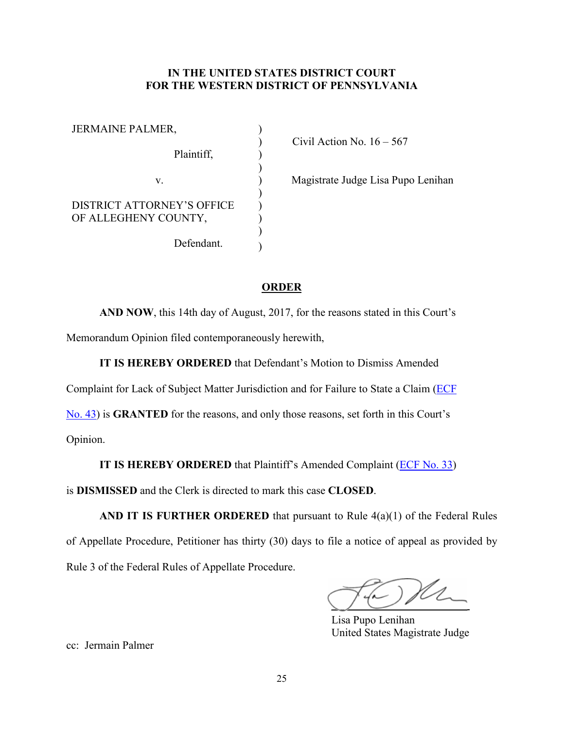**IN THE UNITED STATES DISTRICT COURT**
**FOR THE WESTERN DISTRICT OF PENNSYLVANIA**

| | | |
|---|---|---|
| JERMAINE PALMER, | ) | |
| Plaintiff, | ) | Civil Action No. 16 – 567 |
| v. | ) | Magistrate Judge Lisa Pupo Lenihan |
| DISTRICT ATTORNEY'S OFFICE OF ALLEGHENY COUNTY, | ) | |
| Defendant. | ) | |

## ORDER

**AND NOW**, this 14th day of August, 2017, for the reasons stated in this Court's Memorandum Opinion filed contemporaneously herewith,

**IT IS HEREBY ORDERED** that Defendant's Motion to Dismiss Amended Complaint for Lack of Subject Matter Jurisdiction and for Failure to State a Claim (ECF No. 43) is **GRANTED** for the reasons, and only those reasons, set forth in this Court's Opinion.

**IT IS HEREBY ORDERED** that Plaintiff's Amended Complaint (ECF No. 33) is **DISMISSED** and the Clerk is directed to mark this case **CLOSED**.

**AND IT IS FURTHER ORDERED** that pursuant to Rule 4(a)(1) of the Federal Rules of Appellate Procedure, Petitioner has thirty (30) days to file a notice of appeal as provided by Rule 3 of the Federal Rules of Appellate Procedure.

Lisa Pupo Lenihan
United States Magistrate Judge

cc: Jermain Palmer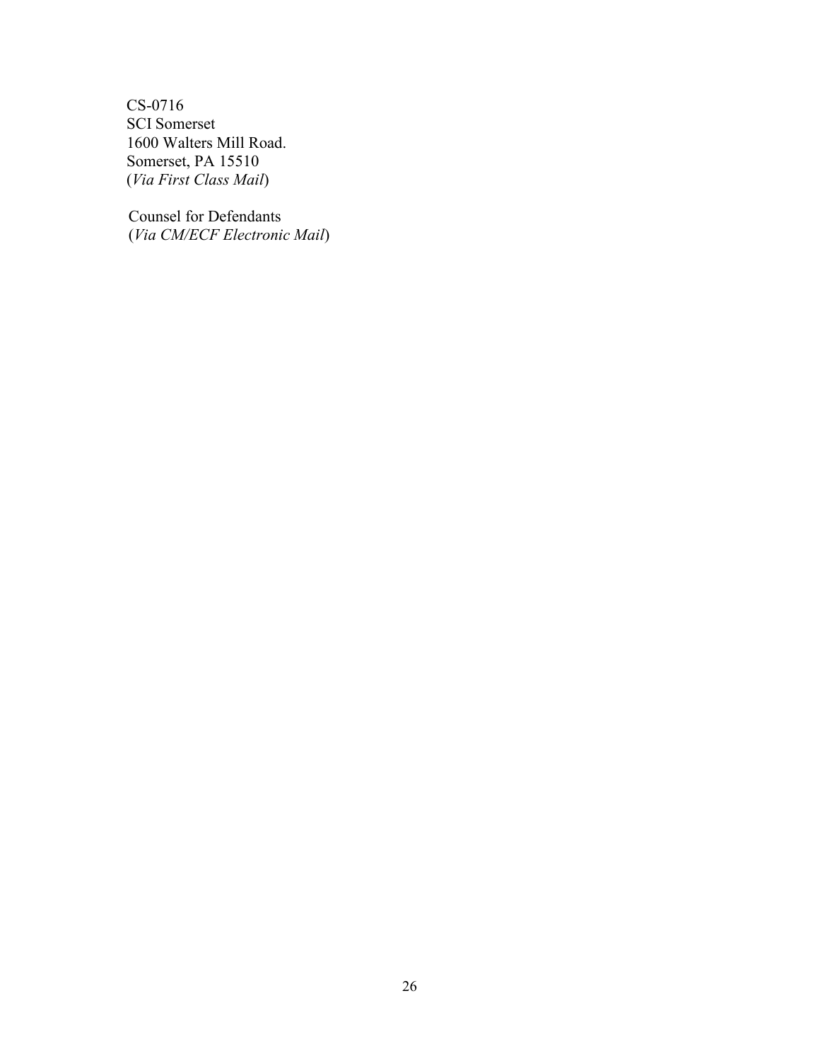CS-0716
SCI Somerset
1600 Walters Mill Road.
Somerset, PA 15510
(*Via First Class Mail*)

Counsel for Defendants
(*Via CM/ECF Electronic Mail*)